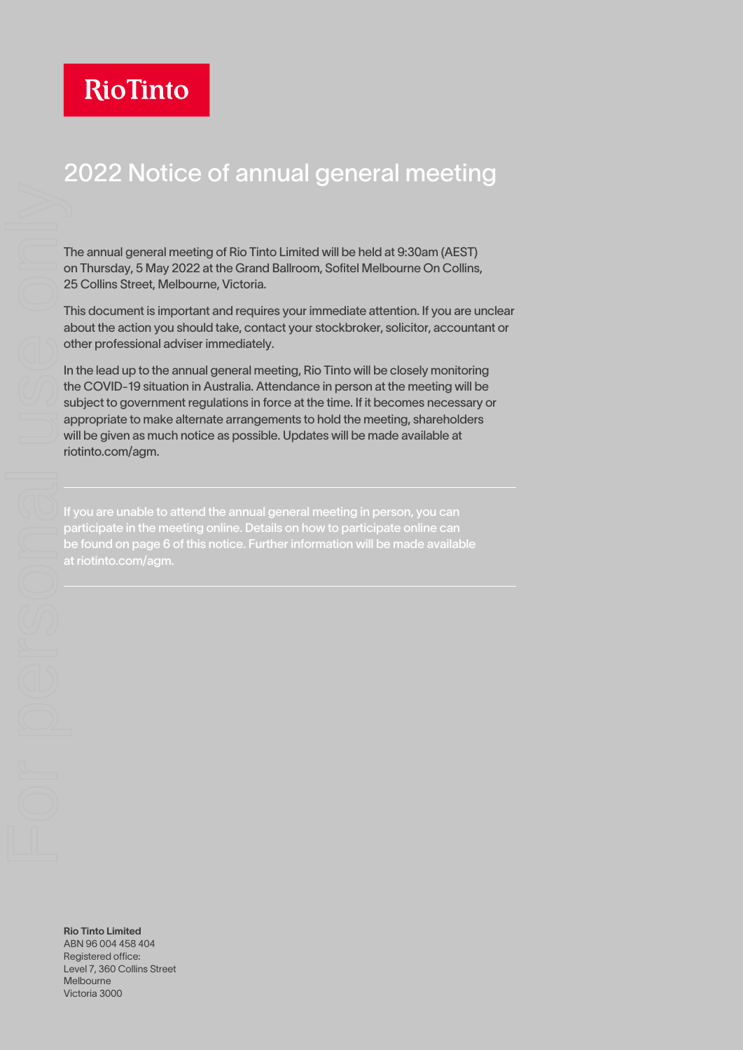Rio Tinto

# 2022 Notice of annual general meeting

The annual general meeting of Rio Tinto Limited will be held at 9:30am (AEST) on Thursday, 5 May 2022 at the Grand Ballroom, Sofitel Melbourne On Collins, 25 Collins Street, Melbourne, Victoria.

This document is important and requires your immediate attention. If you are unclear about the action you should take, contact your stockbroker, solicitor, accountant or other professional adviser immediately.

In the lead up to the annual general meeting, Rio Tinto will be closely monitoring the COVID-19 situation in Australia. Attendance in person at the meeting will be subject to government regulations in force at the time. If it becomes necessary or appropriate to make alternate arrangements to hold the meeting, shareholders will be given as much notice as possible. Updates will be made available at riotinto.com/agm.

---

If you are unable to attend the annual general meeting in person, you can participate in the meeting online. Details on how to participate online can be found on page 6 of this notice. Further information will be made available at riotinto.com/agm.

---

**Rio Tinto Limited**
ABN 96 004 458 404
Registered office:
Level 7, 360 Collins Street
Melbourne
Victoria 3000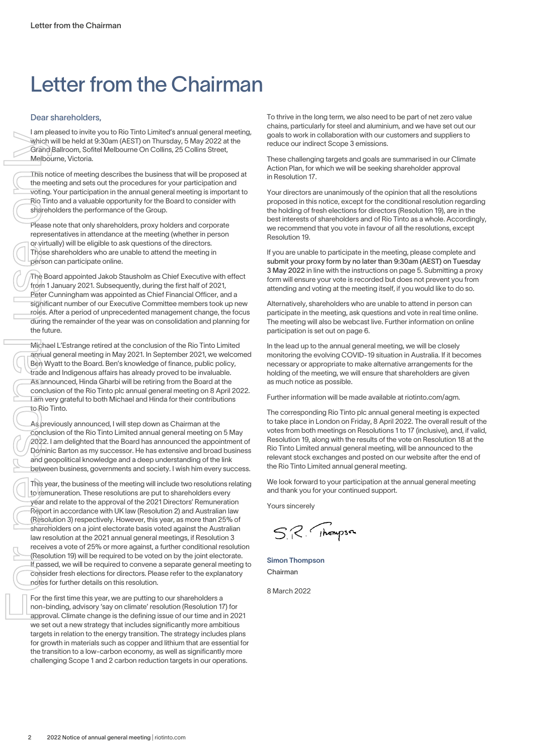# Letter from the Chairman

Dear shareholders,

I am pleased to invite you to Rio Tinto Limited's annual general meeting, which will be held at 9:30am (AEST) on Thursday, 5 May 2022 at the Grand Ballroom, Sofitel Melbourne On Collins, 25 Collins Street, Melbourne, Victoria.

This notice of meeting describes the business that will be proposed at the meeting and sets out the procedures for your participation and voting. Your participation in the annual general meeting is important to Rio Tinto and a valuable opportunity for the Board to consider with shareholders the performance of the Group.

Please note that only shareholders, proxy holders and corporate representatives in attendance at the meeting (whether in person or virtually) will be eligible to ask questions of the directors. Those shareholders who are unable to attend the meeting in person can participate online.

The Board appointed Jakob Stausholm as Chief Executive with effect from 1 January 2021. Subsequently, during the first half of 2021, Peter Cunningham was appointed as Chief Financial Officer, and a significant number of our Executive Committee members took up new roles. After a period of unprecedented management change, the focus during the remainder of the year was on consolidation and planning for the future.

Michael L'Estrange retired at the conclusion of the Rio Tinto Limited annual general meeting in May 2021. In September 2021, we welcomed Ben Wyatt to the Board. Ben's knowledge of finance, public policy, trade and Indigenous affairs has already proved to be invaluable. As announced, Hinda Gharbi will be retiring from the Board at the conclusion of the Rio Tinto plc annual general meeting on 8 April 2022. I am very grateful to both Michael and Hinda for their contributions to Rio Tinto.

As previously announced, I will step down as Chairman at the conclusion of the Rio Tinto Limited annual general meeting on 5 May 2022. I am delighted that the Board has announced the appointment of Dominic Barton as my successor. He has extensive and broad business and geopolitical knowledge and a deep understanding of the link between business, governments and society. I wish him every success.

This year, the business of the meeting will include two resolutions relating to remuneration. These resolutions are put to shareholders every year and relate to the approval of the 2021 Directors' Remuneration Report in accordance with UK law (Resolution 2) and Australian law (Resolution 3) respectively. However, this year, as more than 25% of shareholders on a joint electorate basis voted against the Australian law resolution at the 2021 annual general meetings, if Resolution 3 receives a vote of 25% or more against, a further conditional resolution (Resolution 19) will be required to be voted on by the joint electorate. If passed, we will be required to convene a separate general meeting to consider fresh elections for directors. Please refer to the explanatory notes for further details on this resolution.

For the first time this year, we are putting to our shareholders a non-binding, advisory 'say on climate' resolution (Resolution 17) for approval. Climate change is the defining issue of our time and in 2021 we set out a new strategy that includes significantly more ambitious targets in relation to the energy transition. The strategy includes plans for growth in materials such as copper and lithium that are essential for the transition to a low-carbon economy, as well as significantly more challenging Scope 1 and 2 carbon reduction targets in our operations.

To thrive in the long term, we also need to be part of net zero value chains, particularly for steel and aluminium, and we have set out our goals to work in collaboration with our customers and suppliers to reduce our indirect Scope 3 emissions.

These challenging targets and goals are summarised in our Climate Action Plan, for which we will be seeking shareholder approval in Resolution 17.

Your directors are unanimously of the opinion that all the resolutions proposed in this notice, except for the conditional resolution regarding the holding of fresh elections for directors (Resolution 19), are in the best interests of shareholders and of Rio Tinto as a whole. Accordingly, we recommend that you vote in favour of all the resolutions, except Resolution 19.

If you are unable to participate in the meeting, please complete and submit your proxy form by no later than 9:30am (AEST) on Tuesday 3 May 2022 in line with the instructions on page 5. Submitting a proxy form will ensure your vote is recorded but does not prevent you from attending and voting at the meeting itself, if you would like to do so.

Alternatively, shareholders who are unable to attend in person can participate in the meeting, ask questions and vote in real time online. The meeting will also be webcast live. Further information on online participation is set out on page 6.

In the lead up to the annual general meeting, we will be closely monitoring the evolving COVID-19 situation in Australia. If it becomes necessary or appropriate to make alternative arrangements for the holding of the meeting, we will ensure that shareholders are given as much notice as possible.

Further information will be made available at riotinto.com/agm.

The corresponding Rio Tinto plc annual general meeting is expected to take place in London on Friday, 8 April 2022. The overall result of the votes from both meetings on Resolutions 1 to 17 (inclusive), and, if valid, Resolution 19, along with the results of the vote on Resolution 18 at the Rio Tinto Limited annual general meeting, will be announced to the relevant stock exchanges and posted on our website after the end of the Rio Tinto Limited annual general meeting.

We look forward to your participation at the annual general meeting and thank you for your continued support.

Yours sincerely

S.R. Thompson

**Simon Thompson**
Chairman

8 March 2022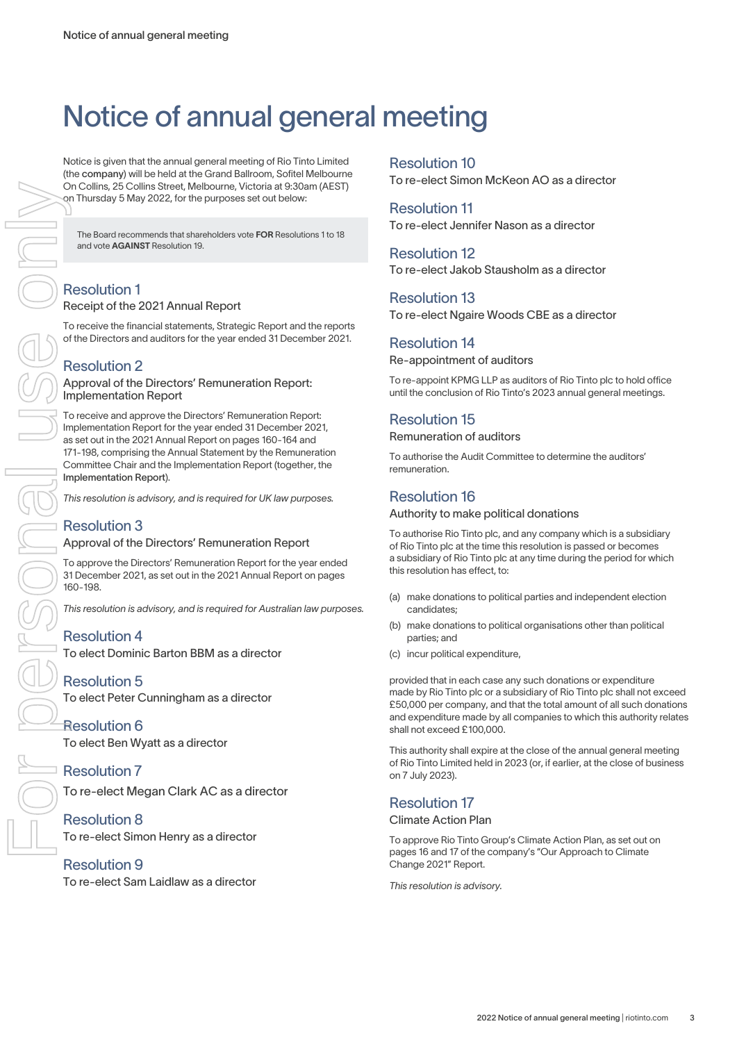# Notice of annual general meeting

Notice is given that the annual general meeting of Rio Tinto Limited (the **company**) will be held at the Grand Ballroom, Sofitel Melbourne On Collins, 25 Collins Street, Melbourne, Victoria at 9:30am (AEST) on Thursday 5 May 2022, for the purposes set out below:

> The Board recommends that shareholders vote **FOR** Resolutions 1 to 18 and vote **AGAINST** Resolution 19.

## Resolution 1

### Receipt of the 2021 Annual Report

To receive the financial statements, Strategic Report and the reports of the Directors and auditors for the year ended 31 December 2021.

## Resolution 2

### Approval of the Directors' Remuneration Report: Implementation Report

To receive and approve the Directors' Remuneration Report: Implementation Report for the year ended 31 December 2021, as set out in the 2021 Annual Report on pages 160-164 and 171-198, comprising the Annual Statement by the Remuneration Committee Chair and the Implementation Report (together, the **Implementation Report**).

*This resolution is advisory, and is required for UK law purposes.*

## Resolution 3

### Approval of the Directors' Remuneration Report

To approve the Directors' Remuneration Report for the year ended 31 December 2021, as set out in the 2021 Annual Report on pages 160-198.

*This resolution is advisory, and is required for Australian law purposes.*

## Resolution 4

To elect Dominic Barton BBM as a director

## Resolution 5

To elect Peter Cunningham as a director

## Resolution 6

To elect Ben Wyatt as a director

## Resolution 7

To re-elect Megan Clark AC as a director

## Resolution 8

To re-elect Simon Henry as a director

## Resolution 9

To re-elect Sam Laidlaw as a director

## Resolution 10

To re-elect Simon McKeon AO as a director

## Resolution 11

To re-elect Jennifer Nason as a director

## Resolution 12

To re-elect Jakob Stausholm as a director

## Resolution 13

To re-elect Ngaire Woods CBE as a director

## Resolution 14

### Re-appointment of auditors

To re-appoint KPMG LLP as auditors of Rio Tinto plc to hold office until the conclusion of Rio Tinto's 2023 annual general meetings.

## Resolution 15

### Remuneration of auditors

To authorise the Audit Committee to determine the auditors' remuneration.

## Resolution 16

### Authority to make political donations

To authorise Rio Tinto plc, and any company which is a subsidiary of Rio Tinto plc at the time this resolution is passed or becomes a subsidiary of Rio Tinto plc at any time during the period for which this resolution has effect, to:

(a) make donations to political parties and independent election candidates;

(b) make donations to political organisations other than political parties; and

(c) incur political expenditure,

provided that in each case any such donations or expenditure made by Rio Tinto plc or a subsidiary of Rio Tinto plc shall not exceed £50,000 per company, and that the total amount of all such donations and expenditure made by all companies to which this authority relates shall not exceed £100,000.

This authority shall expire at the close of the annual general meeting of Rio Tinto Limited held in 2023 (or, if earlier, at the close of business on 7 July 2023).

## Resolution 17

### Climate Action Plan

To approve Rio Tinto Group's Climate Action Plan, as set out on pages 16 and 17 of the company's "Our Approach to Climate Change 2021" Report.

*This resolution is advisory.*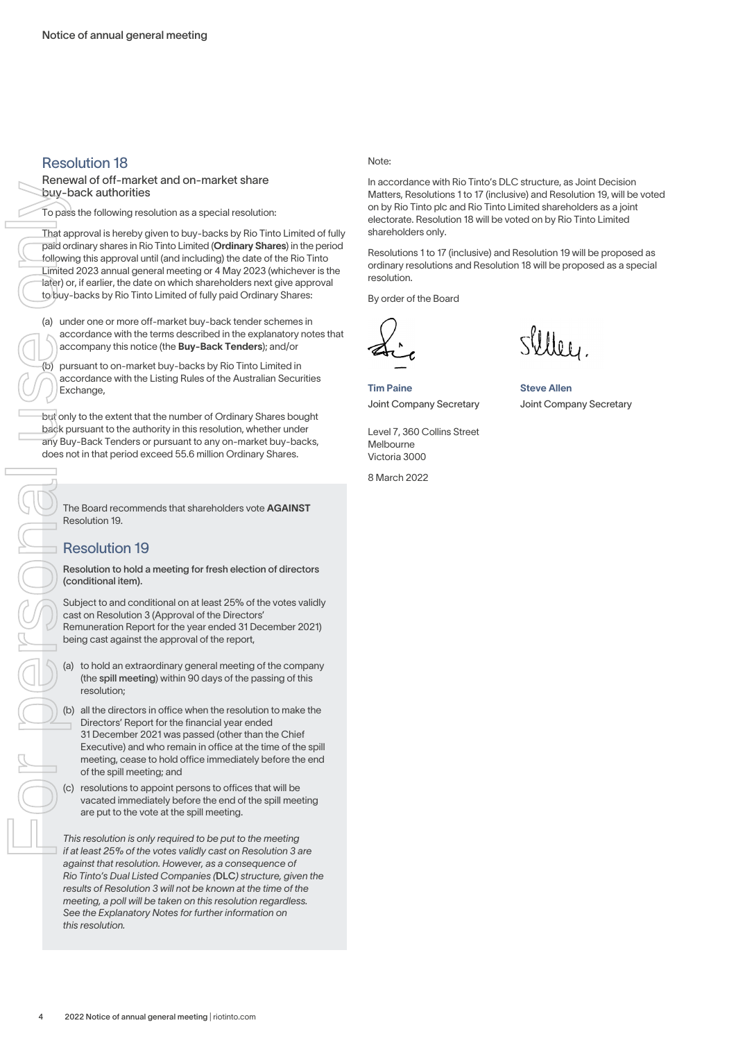## Resolution 18

Renewal of off-market and on-market share buy-back authorities

To pass the following resolution as a special resolution:

That approval is hereby given to buy-backs by Rio Tinto Limited of fully paid ordinary shares in Rio Tinto Limited (**Ordinary Shares**) in the period following this approval until (and including) the date of the Rio Tinto Limited 2023 annual general meeting or 4 May 2023 (whichever is the later) or, if earlier, the date on which shareholders next give approval to buy-backs by Rio Tinto Limited of fully paid Ordinary Shares:

(a) under one or more off-market buy-back tender schemes in accordance with the terms described in the explanatory notes that accompany this notice (the **Buy-Back Tenders**); and/or

(b) pursuant to on-market buy-backs by Rio Tinto Limited in accordance with the Listing Rules of the Australian Securities Exchange,

but only to the extent that the number of Ordinary Shares bought back pursuant to the authority in this resolution, whether under any Buy-Back Tenders or pursuant to any on-market buy-backs, does not in that period exceed 55.6 million Ordinary Shares.

The Board recommends that shareholders vote **AGAINST** Resolution 19.

## Resolution 19

**Resolution to hold a meeting for fresh election of directors (conditional item).**

Subject to and conditional on at least 25% of the votes validly cast on Resolution 3 (Approval of the Directors' Remuneration Report for the year ended 31 December 2021) being cast against the approval of the report,

(a) to hold an extraordinary general meeting of the company (the **spill meeting**) within 90 days of the passing of this resolution;

(b) all the directors in office when the resolution to make the Directors' Report for the financial year ended 31 December 2021 was passed (other than the Chief Executive) and who remain in office at the time of the spill meeting, cease to hold office immediately before the end of the spill meeting; and

(c) resolutions to appoint persons to offices that will be vacated immediately before the end of the spill meeting are put to the vote at the spill meeting.

*This resolution is only required to be put to the meeting if at least 25% of the votes validly cast on Resolution 3 are against that resolution. However, as a consequence of Rio Tinto's Dual Listed Companies (*DLC*) structure, given the results of Resolution 3 will not be known at the time of the meeting, a poll will be taken on this resolution regardless. See the Explanatory Notes for further information on this resolution.*

Note:

In accordance with Rio Tinto's DLC structure, as Joint Decision Matters, Resolutions 1 to 17 (inclusive) and Resolution 19, will be voted on by Rio Tinto plc and Rio Tinto Limited shareholders as a joint electorate. Resolution 18 will be voted on by Rio Tinto Limited shareholders only.

Resolutions 1 to 17 (inclusive) and Resolution 19 will be proposed as ordinary resolutions and Resolution 18 will be proposed as a special resolution.

By order of the Board

**Tim Paine**
Joint Company Secretary

**Steve Allen**
Joint Company Secretary

Level 7, 360 Collins Street
Melbourne
Victoria 3000

8 March 2022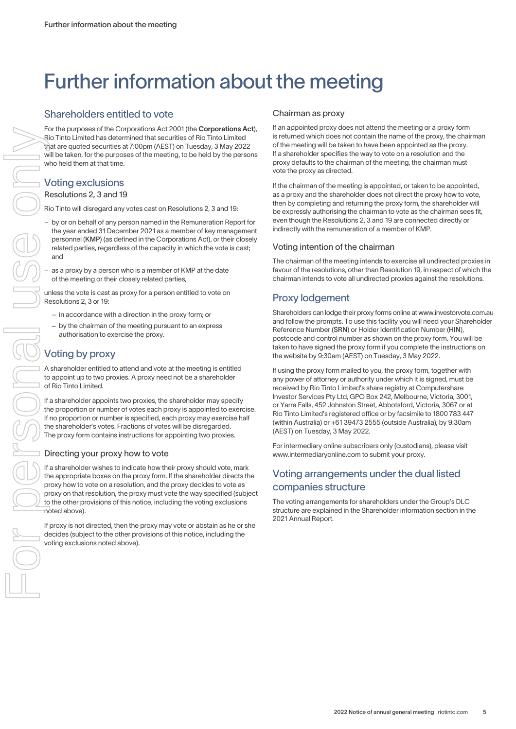# Further information about the meeting

## Shareholders entitled to vote

For the purposes of the Corporations Act 2001 (the **Corporations Act**), Rio Tinto Limited has determined that securities of Rio Tinto Limited that are quoted securities at 7:00pm (AEST) on Tuesday, 3 May 2022 will be taken, for the purposes of the meeting, to be held by the persons who held them at that time.

## Voting exclusions

### Resolutions 2, 3 and 19

Rio Tinto will disregard any votes cast on Resolutions 2, 3 and 19:

- by or on behalf of any person named in the Remuneration Report for the year ended 31 December 2021 as a member of key management personnel (**KMP**) (as defined in the Corporations Act), or their closely related parties, regardless of the capacity in which the vote is cast; and
- as a proxy by a person who is a member of KMP at the date of the meeting or their closely related parties,

unless the vote is cast as proxy for a person entitled to vote on Resolutions 2, 3 or 19:

- in accordance with a direction in the proxy form; or
- by the chairman of the meeting pursuant to an express authorisation to exercise the proxy.

## Voting by proxy

A shareholder entitled to attend and vote at the meeting is entitled to appoint up to two proxies. A proxy need not be a shareholder of Rio Tinto Limited.

If a shareholder appoints two proxies, the shareholder may specify the proportion or number of votes each proxy is appointed to exercise. If no proportion or number is specified, each proxy may exercise half the shareholder's votes. Fractions of votes will be disregarded. The proxy form contains instructions for appointing two proxies.

### Directing your proxy how to vote

If a shareholder wishes to indicate how their proxy should vote, mark the appropriate boxes on the proxy form. If the shareholder directs the proxy how to vote on a resolution, and the proxy decides to vote as proxy on that resolution, the proxy must vote the way specified (subject to the other provisions of this notice, including the voting exclusions noted above).

If proxy is not directed, then the proxy may vote or abstain as he or she decides (subject to the other provisions of this notice, including the voting exclusions noted above).

### Chairman as proxy

If an appointed proxy does not attend the meeting or a proxy form is returned which does not contain the name of the proxy, the chairman of the meeting will be taken to have been appointed as the proxy. If a shareholder specifies the way to vote on a resolution and the proxy defaults to the chairman of the meeting, the chairman must vote the proxy as directed.

If the chairman of the meeting is appointed, or taken to be appointed, as a proxy and the shareholder does not direct the proxy how to vote, then by completing and returning the proxy form, the shareholder will be expressly authorising the chairman to vote as the chairman sees fit, even though the Resolutions 2, 3 and 19 are connected directly or indirectly with the remuneration of a member of KMP.

### Voting intention of the chairman

The chairman of the meeting intends to exercise all undirected proxies in favour of the resolutions, other than Resolution 19, in respect of which the chairman intends to vote all undirected proxies against the resolutions.

## Proxy lodgement

Shareholders can lodge their proxy forms online at www.investorvote.com.au and follow the prompts. To use this facility you will need your Shareholder Reference Number (**SRN**) or Holder Identification Number (**HIN**), postcode and control number as shown on the proxy form. You will be taken to have signed the proxy form if you complete the instructions on the website by 9:30am (AEST) on Tuesday, 3 May 2022.

If using the proxy form mailed to you, the proxy form, together with any power of attorney or authority under which it is signed, must be received by Rio Tinto Limited's share registry at Computershare Investor Services Pty Ltd, GPO Box 242, Melbourne, Victoria, 3001, or Yarra Falls, 452 Johnston Street, Abbotsford, Victoria, 3067 or at Rio Tinto Limited's registered office or by facsimile to 1800 783 447 (within Australia) or +61 39473 2555 (outside Australia), by 9:30am (AEST) on Tuesday, 3 May 2022.

For intermediary online subscribers only (custodians), please visit www.intermediaryonline.com to submit your proxy.

## Voting arrangements under the dual listed companies structure

The voting arrangements for shareholders under the Group's DLC structure are explained in the Shareholder information section in the 2021 Annual Report.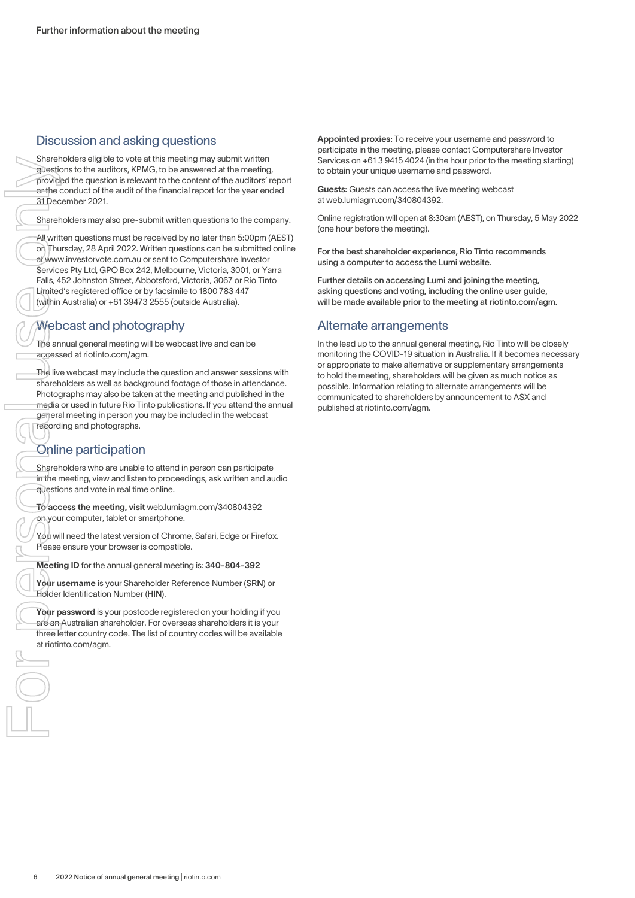Further information about the meeting

## Discussion and asking questions

Shareholders eligible to vote at this meeting may submit written questions to the auditors, KPMG, to be answered at the meeting, provided the question is relevant to the content of the auditors' report or the conduct of the audit of the financial report for the year ended 31 December 2021.

Shareholders may also pre-submit written questions to the company.

All written questions must be received by no later than 5:00pm (AEST) on Thursday, 28 April 2022. Written questions can be submitted online at www.investorvote.com.au or sent to Computershare Investor Services Pty Ltd, GPO Box 242, Melbourne, Victoria, 3001, or Yarra Falls, 452 Johnston Street, Abbotsford, Victoria, 3067 or Rio Tinto Limited's registered office or by facsimile to 1800 783 447 (within Australia) or +61 39473 2555 (outside Australia).

## Webcast and photography

The annual general meeting will be webcast live and can be accessed at riotinto.com/agm.

The live webcast may include the question and answer sessions with shareholders as well as background footage of those in attendance. Photographs may also be taken at the meeting and published in the media or used in future Rio Tinto publications. If you attend the annual general meeting in person you may be included in the webcast recording and photographs.

## Online participation

Shareholders who are unable to attend in person can participate in the meeting, view and listen to proceedings, ask written and audio questions and vote in real time online.

**To access the meeting, visit** web.lumiagm.com/340804392 on your computer, tablet or smartphone.

You will need the latest version of Chrome, Safari, Edge or Firefox. Please ensure your browser is compatible.

**Meeting ID** for the annual general meeting is: **340-804-392**

**Your username** is your Shareholder Reference Number (SRN) or Holder Identification Number (HIN).

**Your password** is your postcode registered on your holding if you are an Australian shareholder. For overseas shareholders it is your three letter country code. The list of country codes will be available at riotinto.com/agm.

**Appointed proxies:** To receive your username and password to participate in the meeting, please contact Computershare Investor Services on +61 3 9415 4024 (in the hour prior to the meeting starting) to obtain your unique username and password.

**Guests:** Guests can access the live meeting webcast at web.lumiagm.com/340804392.

Online registration will open at 8:30am (AEST), on Thursday, 5 May 2022 (one hour before the meeting).

**For the best shareholder experience, Rio Tinto recommends using a computer to access the Lumi website.**

**Further details on accessing Lumi and joining the meeting, asking questions and voting, including the online user guide, will be made available prior to the meeting at riotinto.com/agm.**

## Alternate arrangements

In the lead up to the annual general meeting, Rio Tinto will be closely monitoring the COVID-19 situation in Australia. If it becomes necessary or appropriate to make alternative or supplementary arrangements to hold the meeting, shareholders will be given as much notice as possible. Information relating to alternate arrangements will be communicated to shareholders by announcement to ASX and published at riotinto.com/agm.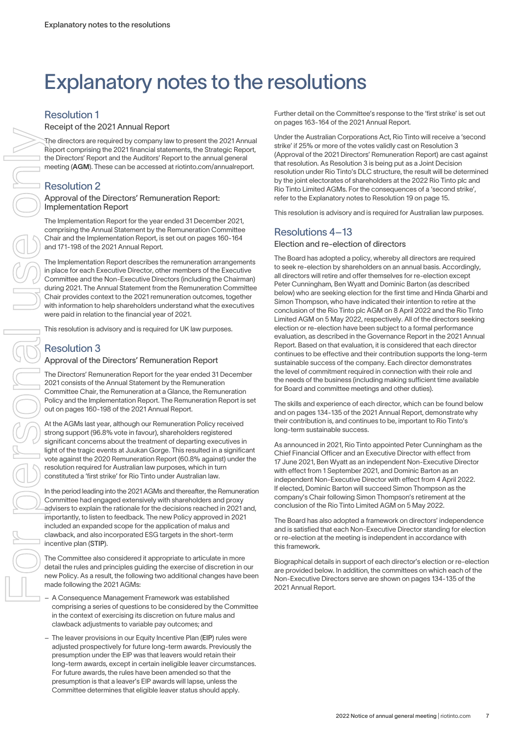# Explanatory notes to the resolutions

## Resolution 1

### Receipt of the 2021 Annual Report

The directors are required by company law to present the 2021 Annual Report comprising the 2021 financial statements, the Strategic Report, the Directors' Report and the Auditors' Report to the annual general meeting (**AGM**). These can be accessed at riotinto.com/annualreport.

## Resolution 2

### Approval of the Directors' Remuneration Report: Implementation Report

The Implementation Report for the year ended 31 December 2021, comprising the Annual Statement by the Remuneration Committee Chair and the Implementation Report, is set out on pages 160-164 and 171-198 of the 2021 Annual Report.

The Implementation Report describes the remuneration arrangements in place for each Executive Director, other members of the Executive Committee and the Non-Executive Directors (including the Chairman) during 2021. The Annual Statement from the Remuneration Committee Chair provides context to the 2021 remuneration outcomes, together with information to help shareholders understand what the executives were paid in relation to the financial year of 2021.

This resolution is advisory and is required for UK law purposes.

## Resolution 3

### Approval of the Directors' Remuneration Report

The Directors' Remuneration Report for the year ended 31 December 2021 consists of the Annual Statement by the Remuneration Committee Chair, the Remuneration at a Glance, the Remuneration Policy and the Implementation Report. The Remuneration Report is set out on pages 160-198 of the 2021 Annual Report.

At the AGMs last year, although our Remuneration Policy received strong support (96.8% vote in favour), shareholders registered significant concerns about the treatment of departing executives in light of the tragic events at Juukan Gorge. This resulted in a significant vote against the 2020 Remuneration Report (60.8% against) under the resolution required for Australian law purposes, which in turn constituted a 'first strike' for Rio Tinto under Australian law.

In the period leading into the 2021 AGMs and thereafter, the Remuneration Committee had engaged extensively with shareholders and proxy advisers to explain the rationale for the decisions reached in 2021 and, importantly, to listen to feedback. The new Policy approved in 2021 included an expanded scope for the application of malus and clawback, and also incorporated ESG targets in the short-term incentive plan (**STIP**).

The Committee also considered it appropriate to articulate in more detail the rules and principles guiding the exercise of discretion in our new Policy. As a result, the following two additional changes have been made following the 2021 AGMs:

- A Consequence Management Framework was established comprising a series of questions to be considered by the Committee in the context of exercising its discretion on future malus and clawback adjustments to variable pay outcomes; and
- The leaver provisions in our Equity Incentive Plan (**EIP**) rules were adjusted prospectively for future long-term awards. Previously the presumption under the EIP was that leavers would retain their long-term awards, except in certain ineligible leaver circumstances. For future awards, the rules have been amended so that the presumption is that a leaver's EIP awards will lapse, unless the Committee determines that eligible leaver status should apply.

Further detail on the Committee's response to the 'first strike' is set out on pages 163-164 of the 2021 Annual Report.

Under the Australian Corporations Act, Rio Tinto will receive a 'second strike' if 25% or more of the votes validly cast on Resolution 3 (Approval of the 2021 Directors' Remuneration Report) are cast against that resolution. As Resolution 3 is being put as a Joint Decision resolution under Rio Tinto's DLC structure, the result will be determined by the joint electorates of shareholders at the 2022 Rio Tinto plc and Rio Tinto Limited AGMs. For the consequences of a 'second strike', refer to the Explanatory notes to Resolution 19 on page 15.

This resolution is advisory and is required for Australian law purposes.

## Resolutions 4–13

### Election and re-election of directors

The Board has adopted a policy, whereby all directors are required to seek re-election by shareholders on an annual basis. Accordingly, all directors will retire and offer themselves for re-election except Peter Cunningham, Ben Wyatt and Dominic Barton (as described below) who are seeking election for the first time and Hinda Gharbi and Simon Thompson, who have indicated their intention to retire at the conclusion of the Rio Tinto plc AGM on 8 April 2022 and the Rio Tinto Limited AGM on 5 May 2022, respectively. All of the directors seeking election or re-election have been subject to a formal performance evaluation, as described in the Governance Report in the 2021 Annual Report. Based on that evaluation, it is considered that each director continues to be effective and their contribution supports the long-term sustainable success of the company. Each director demonstrates the level of commitment required in connection with their role and the needs of the business (including making sufficient time available for Board and committee meetings and other duties).

The skills and experience of each director, which can be found below and on pages 134-135 of the 2021 Annual Report, demonstrate why their contribution is, and continues to be, important to Rio Tinto's long-term sustainable success.

As announced in 2021, Rio Tinto appointed Peter Cunningham as the Chief Financial Officer and an Executive Director with effect from 17 June 2021, Ben Wyatt as an independent Non-Executive Director with effect from 1 September 2021, and Dominic Barton as an independent Non-Executive Director with effect from 4 April 2022. If elected, Dominic Barton will succeed Simon Thompson as the company's Chair following Simon Thompson's retirement at the conclusion of the Rio Tinto Limited AGM on 5 May 2022.

The Board has also adopted a framework on directors' independence and is satisfied that each Non-Executive Director standing for election or re-election at the meeting is independent in accordance with this framework.

Biographical details in support of each director's election or re-election are provided below. In addition, the committees on which each of the Non-Executive Directors serve are shown on pages 134-135 of the 2021 Annual Report.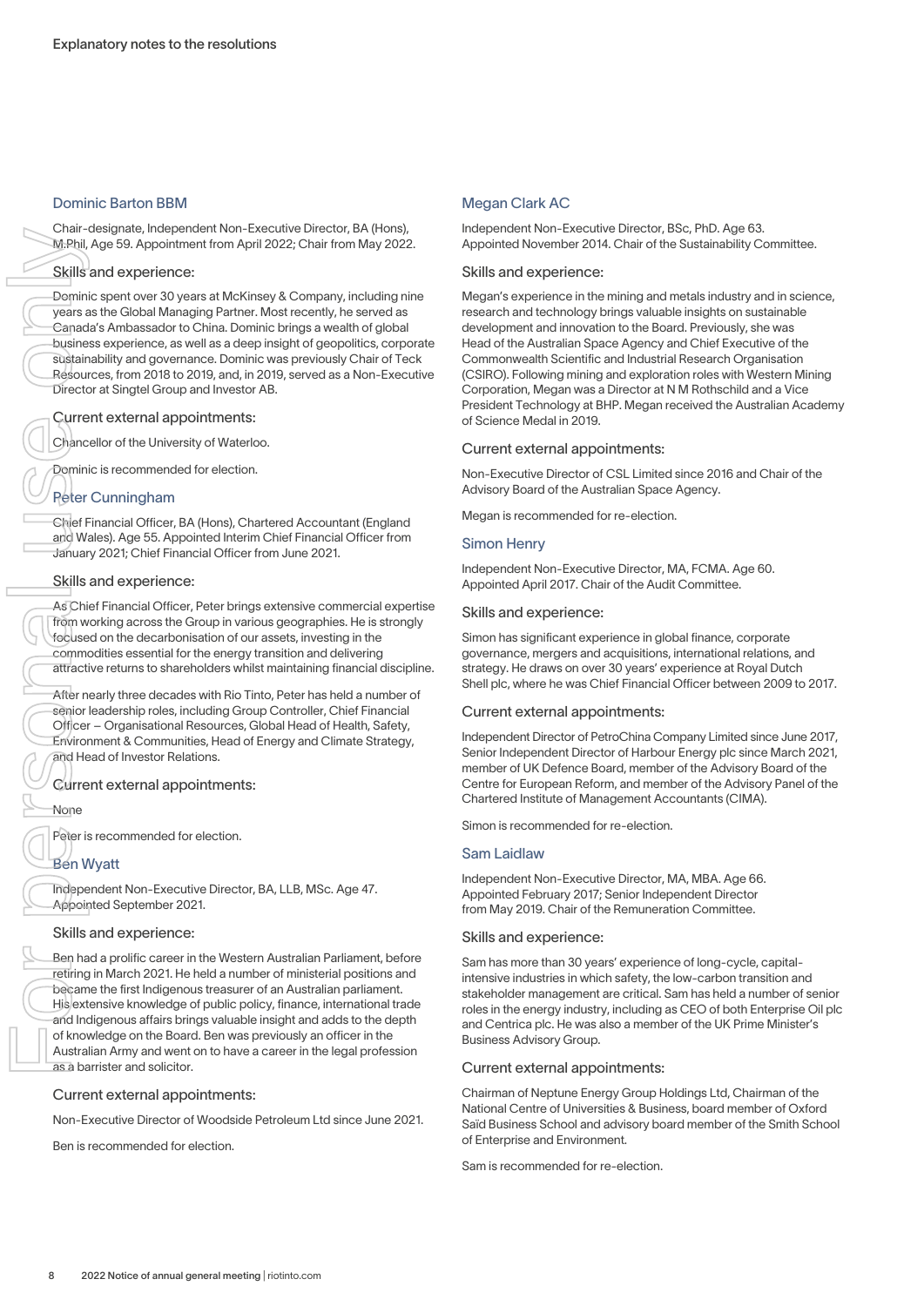Explanatory notes to the resolutions

### Dominic Barton BBM

Chair-designate, Independent Non-Executive Director, BA (Hons), M.Phil, Age 59. Appointment from April 2022; Chair from May 2022.

#### Skills and experience:

Dominic spent over 30 years at McKinsey & Company, including nine years as the Global Managing Partner. Most recently, he served as Canada's Ambassador to China. Dominic brings a wealth of global business experience, as well as a deep insight of geopolitics, corporate sustainability and governance. Dominic was previously Chair of Teck Resources, from 2018 to 2019, and, in 2019, served as a Non-Executive Director at Singtel Group and Investor AB.

#### Current external appointments:

Chancellor of the University of Waterloo.

Dominic is recommended for election.

### Peter Cunningham

Chief Financial Officer, BA (Hons), Chartered Accountant (England and Wales). Age 55. Appointed Interim Chief Financial Officer from January 2021; Chief Financial Officer from June 2021.

#### Skills and experience:

As Chief Financial Officer, Peter brings extensive commercial expertise from working across the Group in various geographies. He is strongly focused on the decarbonisation of our assets, investing in the commodities essential for the energy transition and delivering attractive returns to shareholders whilst maintaining financial discipline.

After nearly three decades with Rio Tinto, Peter has held a number of senior leadership roles, including Group Controller, Chief Financial Officer – Organisational Resources, Global Head of Health, Safety, Environment & Communities, Head of Energy and Climate Strategy, and Head of Investor Relations.

#### Current external appointments:

None

Peter is recommended for election.

### Ben Wyatt

Independent Non-Executive Director, BA, LLB, MSc. Age 47. Appointed September 2021.

#### Skills and experience:

Ben had a prolific career in the Western Australian Parliament, before retiring in March 2021. He held a number of ministerial positions and became the first Indigenous treasurer of an Australian parliament. His extensive knowledge of public policy, finance, international trade and Indigenous affairs brings valuable insight and adds to the depth of knowledge on the Board. Ben was previously an officer in the Australian Army and went on to have a career in the legal profession as a barrister and solicitor.

#### Current external appointments:

Non-Executive Director of Woodside Petroleum Ltd since June 2021.

Ben is recommended for election.

### Megan Clark AC

Independent Non-Executive Director, BSc, PhD. Age 63. Appointed November 2014. Chair of the Sustainability Committee.

#### Skills and experience:

Megan's experience in the mining and metals industry and in science, research and technology brings valuable insights on sustainable development and innovation to the Board. Previously, she was Head of the Australian Space Agency and Chief Executive of the Commonwealth Scientific and Industrial Research Organisation (CSIRO). Following mining and exploration roles with Western Mining Corporation, Megan was a Director at N M Rothschild and a Vice President Technology at BHP. Megan received the Australian Academy of Science Medal in 2019.

#### Current external appointments:

Non-Executive Director of CSL Limited since 2016 and Chair of the Advisory Board of the Australian Space Agency.

Megan is recommended for re-election.

### Simon Henry

Independent Non-Executive Director, MA, FCMA. Age 60. Appointed April 2017. Chair of the Audit Committee.

#### Skills and experience:

Simon has significant experience in global finance, corporate governance, mergers and acquisitions, international relations, and strategy. He draws on over 30 years' experience at Royal Dutch Shell plc, where he was Chief Financial Officer between 2009 to 2017.

#### Current external appointments:

Independent Director of PetroChina Company Limited since June 2017, Senior Independent Director of Harbour Energy plc since March 2021, member of UK Defence Board, member of the Advisory Board of the Centre for European Reform, and member of the Advisory Panel of the Chartered Institute of Management Accountants (CIMA).

Simon is recommended for re-election.

### Sam Laidlaw

Independent Non-Executive Director, MA, MBA. Age 66. Appointed February 2017; Senior Independent Director from May 2019. Chair of the Remuneration Committee.

#### Skills and experience:

Sam has more than 30 years' experience of long-cycle, capital-intensive industries in which safety, the low-carbon transition and stakeholder management are critical. Sam has held a number of senior roles in the energy industry, including as CEO of both Enterprise Oil plc and Centrica plc. He was also a member of the UK Prime Minister's Business Advisory Group.

#### Current external appointments:

Chairman of Neptune Energy Group Holdings Ltd, Chairman of the National Centre of Universities & Business, board member of Oxford Saïd Business School and advisory board member of the Smith School of Enterprise and Environment.

Sam is recommended for re-election.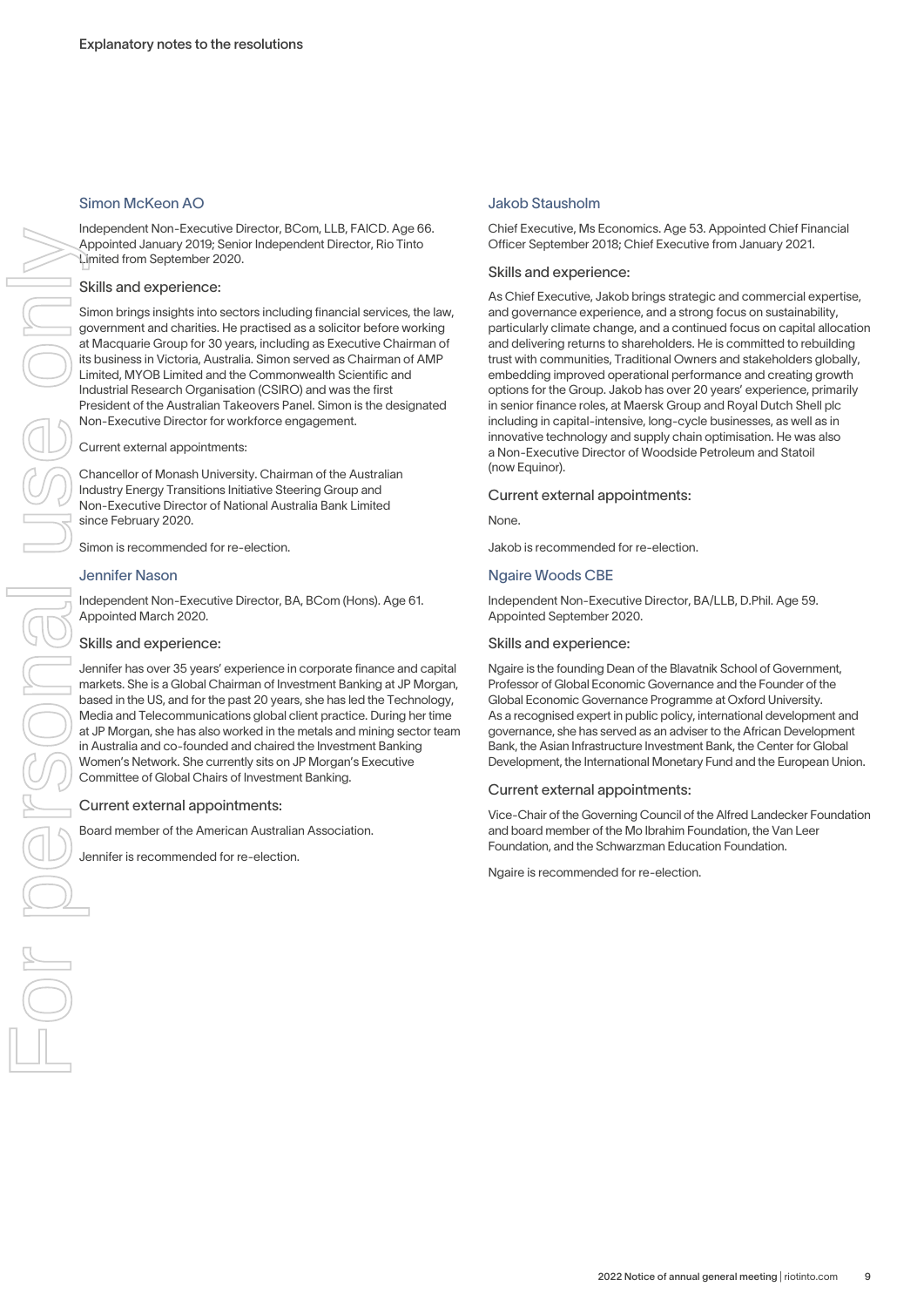## Simon McKeon AO

Independent Non-Executive Director, BCom, LLB, FAICD. Age 66. Appointed January 2019; Senior Independent Director, Rio Tinto Limited from September 2020.

### Skills and experience:

Simon brings insights into sectors including financial services, the law, government and charities. He practised as a solicitor before working at Macquarie Group for 30 years, including as Executive Chairman of its business in Victoria, Australia. Simon served as Chairman of AMP Limited, MYOB Limited and the Commonwealth Scientific and Industrial Research Organisation (CSIRO) and was the first President of the Australian Takeovers Panel. Simon is the designated Non-Executive Director for workforce engagement.

Current external appointments:

Chancellor of Monash University. Chairman of the Australian Industry Energy Transitions Initiative Steering Group and Non-Executive Director of National Australia Bank Limited since February 2020.

Simon is recommended for re-election.

## Jennifer Nason

Independent Non-Executive Director, BA, BCom (Hons). Age 61. Appointed March 2020.

### Skills and experience:

Jennifer has over 35 years' experience in corporate finance and capital markets. She is a Global Chairman of Investment Banking at JP Morgan, based in the US, and for the past 20 years, she has led the Technology, Media and Telecommunications global client practice. During her time at JP Morgan, she has also worked in the metals and mining sector team in Australia and co-founded and chaired the Investment Banking Women's Network. She currently sits on JP Morgan's Executive Committee of Global Chairs of Investment Banking.

### Current external appointments:

Board member of the American Australian Association.

Jennifer is recommended for re-election.

## Jakob Stausholm

Chief Executive, Ms Economics. Age 53. Appointed Chief Financial Officer September 2018; Chief Executive from January 2021.

### Skills and experience:

As Chief Executive, Jakob brings strategic and commercial expertise, and governance experience, and a strong focus on sustainability, particularly climate change, and a continued focus on capital allocation and delivering returns to shareholders. He is committed to rebuilding trust with communities, Traditional Owners and stakeholders globally, embedding improved operational performance and creating growth options for the Group. Jakob has over 20 years' experience, primarily in senior finance roles, at Maersk Group and Royal Dutch Shell plc including in capital-intensive, long-cycle businesses, as well as in innovative technology and supply chain optimisation. He was also a Non-Executive Director of Woodside Petroleum and Statoil (now Equinor).

### Current external appointments:

None.

Jakob is recommended for re-election.

## Ngaire Woods CBE

Independent Non-Executive Director, BA/LLB, D.Phil. Age 59. Appointed September 2020.

### Skills and experience:

Ngaire is the founding Dean of the Blavatnik School of Government, Professor of Global Economic Governance and the Founder of the Global Economic Governance Programme at Oxford University. As a recognised expert in public policy, international development and governance, she has served as an adviser to the African Development Bank, the Asian Infrastructure Investment Bank, the Center for Global Development, the International Monetary Fund and the European Union.

### Current external appointments:

Vice-Chair of the Governing Council of the Alfred Landecker Foundation and board member of the Mo Ibrahim Foundation, the Van Leer Foundation, and the Schwarzman Education Foundation.

Ngaire is recommended for re-election.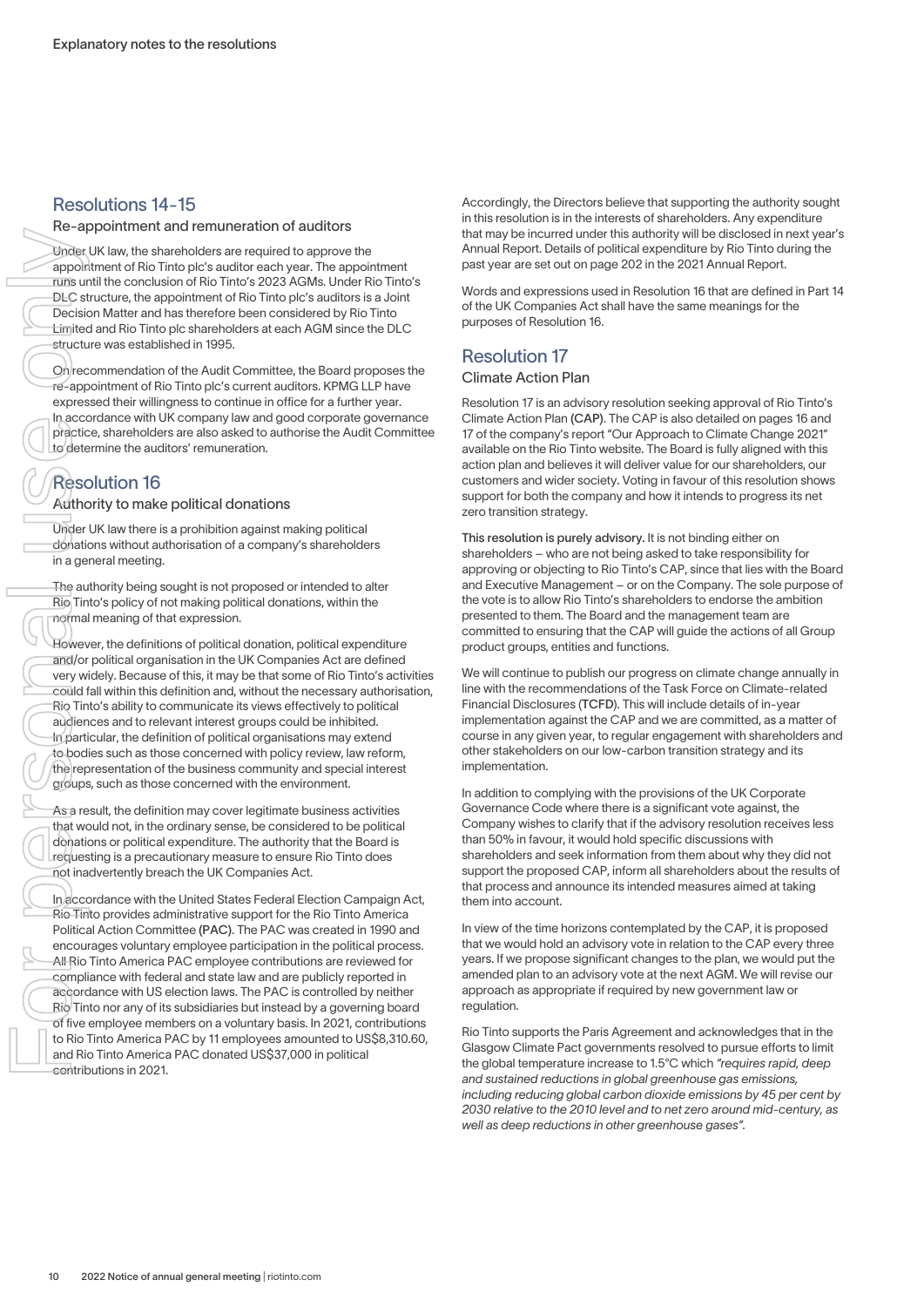Explanatory notes to the resolutions

## Resolutions 14-15

### Re-appointment and remuneration of auditors

Under UK law, the shareholders are required to approve the appointment of Rio Tinto plc's auditor each year. The appointment runs until the conclusion of Rio Tinto's 2023 AGMs. Under Rio Tinto's DLC structure, the appointment of Rio Tinto plc's auditors is a Joint Decision Matter and has therefore been considered by Rio Tinto Limited and Rio Tinto plc shareholders at each AGM since the DLC structure was established in 1995.

On recommendation of the Audit Committee, the Board proposes the re-appointment of Rio Tinto plc's current auditors. KPMG LLP have expressed their willingness to continue in office for a further year. In accordance with UK company law and good corporate governance practice, shareholders are also asked to authorise the Audit Committee to determine the auditors' remuneration.

## Resolution 16

### Authority to make political donations

Under UK law there is a prohibition against making political donations without authorisation of a company's shareholders in a general meeting.

The authority being sought is not proposed or intended to alter Rio Tinto's policy of not making political donations, within the normal meaning of that expression.

However, the definitions of political donation, political expenditure and/or political organisation in the UK Companies Act are defined very widely. Because of this, it may be that some of Rio Tinto's activities could fall within this definition and, without the necessary authorisation, Rio Tinto's ability to communicate its views effectively to political audiences and to relevant interest groups could be inhibited. In particular, the definition of political organisations may extend to bodies such as those concerned with policy review, law reform, the representation of the business community and special interest groups, such as those concerned with the environment.

As a result, the definition may cover legitimate business activities that would not, in the ordinary sense, be considered to be political donations or political expenditure. The authority that the Board is requesting is a precautionary measure to ensure Rio Tinto does not inadvertently breach the UK Companies Act.

In accordance with the United States Federal Election Campaign Act, Rio Tinto provides administrative support for the Rio Tinto America Political Action Committee (**PAC**). The PAC was created in 1990 and encourages voluntary employee participation in the political process. All Rio Tinto America PAC employee contributions are reviewed for compliance with federal and state law and are publicly reported in accordance with US election laws. The PAC is controlled by neither Rio Tinto nor any of its subsidiaries but instead by a governing board of five employee members on a voluntary basis. In 2021, contributions to Rio Tinto America PAC by 11 employees amounted to US$8,310.60, and Rio Tinto America PAC donated US$37,000 in political contributions in 2021.

Accordingly, the Directors believe that supporting the authority sought in this resolution is in the interests of shareholders. Any expenditure that may be incurred under this authority will be disclosed in next year's Annual Report. Details of political expenditure by Rio Tinto during the past year are set out on page 202 in the 2021 Annual Report.

Words and expressions used in Resolution 16 that are defined in Part 14 of the UK Companies Act shall have the same meanings for the purposes of Resolution 16.

## Resolution 17

### Climate Action Plan

Resolution 17 is an advisory resolution seeking approval of Rio Tinto's Climate Action Plan (**CAP**). The CAP is also detailed on pages 16 and 17 of the company's report "Our Approach to Climate Change 2021" available on the Rio Tinto website. The Board is fully aligned with this action plan and believes it will deliver value for our shareholders, our customers and wider society. Voting in favour of this resolution shows support for both the company and how it intends to progress its net zero transition strategy.

**This resolution is purely advisory.** It is not binding either on shareholders – who are not being asked to take responsibility for approving or objecting to Rio Tinto's CAP, since that lies with the Board and Executive Management – or on the Company. The sole purpose of the vote is to allow Rio Tinto's shareholders to endorse the ambition presented to them. The Board and the management team are committed to ensuring that the CAP will guide the actions of all Group product groups, entities and functions.

We will continue to publish our progress on climate change annually in line with the recommendations of the Task Force on Climate-related Financial Disclosures (**TCFD**). This will include details of in-year implementation against the CAP and we are committed, as a matter of course in any given year, to regular engagement with shareholders and other stakeholders on our low-carbon transition strategy and its implementation.

In addition to complying with the provisions of the UK Corporate Governance Code where there is a significant vote against, the Company wishes to clarify that if the advisory resolution receives less than 50% in favour, it would hold specific discussions with shareholders and seek information from them about why they did not support the proposed CAP, inform all shareholders about the results of that process and announce its intended measures aimed at taking them into account.

In view of the time horizons contemplated by the CAP, it is proposed that we would hold an advisory vote in relation to the CAP every three years. If we propose significant changes to the plan, we would put the amended plan to an advisory vote at the next AGM. We will revise our approach as appropriate if required by new government law or regulation.

Rio Tinto supports the Paris Agreement and acknowledges that in the Glasgow Climate Pact governments resolved to pursue efforts to limit the global temperature increase to 1.5°C which *"requires rapid, deep and sustained reductions in global greenhouse gas emissions, including reducing global carbon dioxide emissions by 45 per cent by 2030 relative to the 2010 level and to net zero around mid-century, as well as deep reductions in other greenhouse gases".*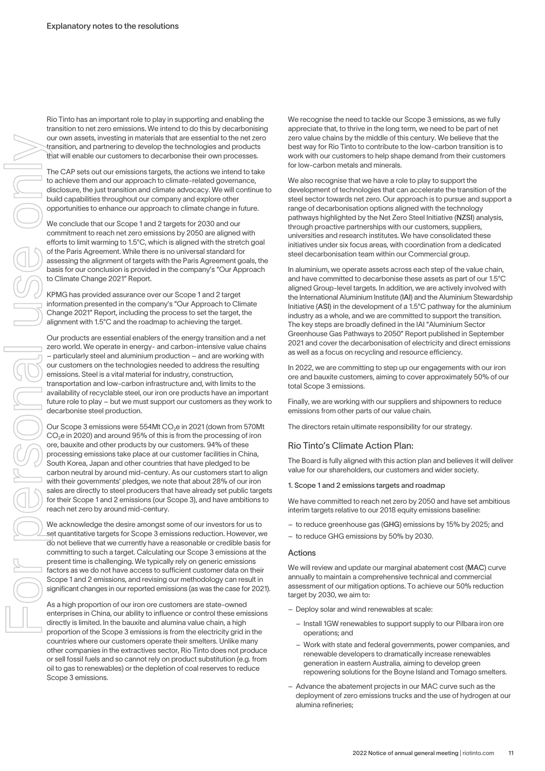Rio Tinto has an important role to play in supporting and enabling the transition to net zero emissions. We intend to do this by decarbonising our own assets, investing in materials that are essential to the net zero transition, and partnering to develop the technologies and products that will enable our customers to decarbonise their own processes.

The CAP sets out our emissions targets, the actions we intend to take to achieve them and our approach to climate-related governance, disclosure, the just transition and climate advocacy. We will continue to build capabilities throughout our company and explore other opportunities to enhance our approach to climate change in future.

We conclude that our Scope 1 and 2 targets for 2030 and our commitment to reach net zero emissions by 2050 are aligned with efforts to limit warming to 1.5°C, which is aligned with the stretch goal of the Paris Agreement. While there is no universal standard for assessing the alignment of targets with the Paris Agreement goals, the basis for our conclusion is provided in the company's "Our Approach to Climate Change 2021" Report.

KPMG has provided assurance over our Scope 1 and 2 target information presented in the company's "Our Approach to Climate Change 2021" Report, including the process to set the target, the alignment with 1.5°C and the roadmap to achieving the target.

Our products are essential enablers of the energy transition and a net zero world. We operate in energy- and carbon-intensive value chains – particularly steel and aluminium production – and are working with our customers on the technologies needed to address the resulting emissions. Steel is a vital material for industry, construction, transportation and low-carbon infrastructure and, with limits to the availability of recyclable steel, our iron ore products have an important future role to play – but we must support our customers as they work to decarbonise steel production.

Our Scope 3 emissions were 554Mt $CO_2e$ in 2021 (down from 570Mt $CO_2e$ in 2020) and around 95% of this is from the processing of iron ore, bauxite and other products by our customers. 94% of these processing emissions take place at our customer facilities in China, South Korea, Japan and other countries that have pledged to be carbon neutral by around mid-century. As our customers start to align with their governments' pledges, we note that about 28% of our iron sales are directly to steel producers that have already set public targets for their Scope 1 and 2 emissions (our Scope 3), and have ambitions to reach net zero by around mid-century.

We acknowledge the desire amongst some of our investors for us to set quantitative targets for Scope 3 emissions reduction. However, we do not believe that we currently have a reasonable or credible basis for committing to such a target. Calculating our Scope 3 emissions at the present time is challenging. We typically rely on generic emissions factors as we do not have access to sufficient customer data on their Scope 1 and 2 emissions, and revising our methodology can result in significant changes in our reported emissions (as was the case for 2021).

As a high proportion of our iron ore customers are state-owned enterprises in China, our ability to influence or control these emissions directly is limited. In the bauxite and alumina value chain, a high proportion of the Scope 3 emissions is from the electricity grid in the countries where our customers operate their smelters. Unlike many other companies in the extractives sector, Rio Tinto does not produce or sell fossil fuels and so cannot rely on product substitution (e.g. from oil to gas to renewables) or the depletion of coal reserves to reduce Scope 3 emissions.

We recognise the need to tackle our Scope 3 emissions, as we fully appreciate that, to thrive in the long term, we need to be part of net zero value chains by the middle of this century. We believe that the best way for Rio Tinto to contribute to the low-carbon transition is to work with our customers to help shape demand from their customers for low-carbon metals and minerals.

We also recognise that we have a role to play to support the development of technologies that can accelerate the transition of the steel sector towards net zero. Our approach is to pursue and support a range of decarbonisation options aligned with the technology pathways highlighted by the Net Zero Steel Initiative (**NZSI**) analysis, through proactive partnerships with our customers, suppliers, universities and research institutes. We have consolidated these initiatives under six focus areas, with coordination from a dedicated steel decarbonisation team within our Commercial group.

In aluminium, we operate assets across each step of the value chain, and have committed to decarbonise these assets as part of our 1.5°C aligned Group-level targets. In addition, we are actively involved with the International Aluminium Institute (**IAI**) and the Aluminium Stewardship Initiative (**ASI**) in the development of a 1.5°C pathway for the aluminium industry as a whole, and we are committed to support the transition. The key steps are broadly defined in the IAI "Aluminium Sector Greenhouse Gas Pathways to 2050" Report published in September 2021 and cover the decarbonisation of electricity and direct emissions as well as a focus on recycling and resource efficiency.

In 2022, we are committing to step up our engagements with our iron ore and bauxite customers, aiming to cover approximately 50% of our total Scope 3 emissions.

Finally, we are working with our suppliers and shipowners to reduce emissions from other parts of our value chain.

The directors retain ultimate responsibility for our strategy.

## Rio Tinto's Climate Action Plan:

The Board is fully aligned with this action plan and believes it will deliver value for our shareholders, our customers and wider society.

### 1. Scope 1 and 2 emissions targets and roadmap

We have committed to reach net zero by 2050 and have set ambitious interim targets relative to our 2018 equity emissions baseline:

- to reduce greenhouse gas (**GHG**) emissions by 15% by 2025; and
- to reduce GHG emissions by 50% by 2030.

### Actions

We will review and update our marginal abatement cost (**MAC**) curve annually to maintain a comprehensive technical and commercial assessment of our mitigation options. To achieve our 50% reduction target by 2030, we aim to:

- Deploy solar and wind renewables at scale:
  - Install 1GW renewables to support supply to our Pilbara iron ore operations; and
  - Work with state and federal governments, power companies, and renewable developers to dramatically increase renewables generation in eastern Australia, aiming to develop green repowering solutions for the Boyne Island and Tomago smelters.
- Advance the abatement projects in our MAC curve such as the deployment of zero emissions trucks and the use of hydrogen at our alumina refineries;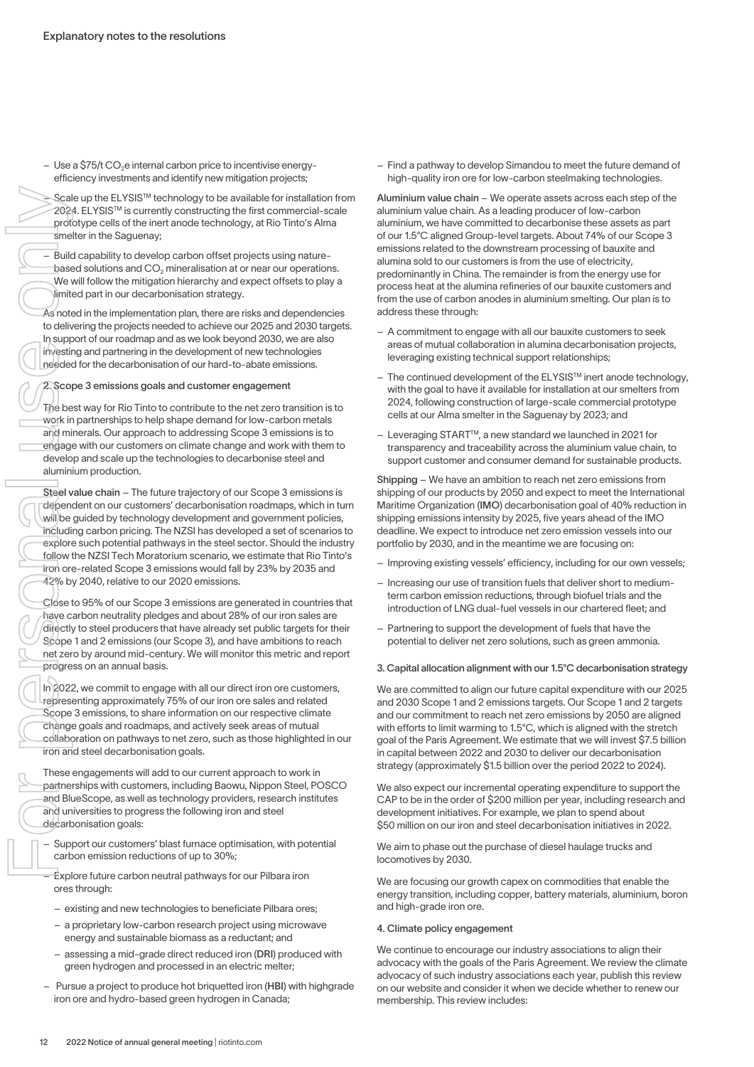- Use a \$75/t $CO_2$e internal carbon price to incentivise energy-efficiency investments and identify new mitigation projects;
- Scale up the ELYSIS™ technology to be available for installation from 2024. ELYSIS™ is currently constructing the first commercial-scale prototype cells of the inert anode technology, at Rio Tinto's Alma smelter in the Saguenay;
- Build capability to develop carbon offset projects using nature-based solutions and $CO_2$ mineralisation at or near our operations. We will follow the mitigation hierarchy and expect offsets to play a limited part in our decarbonisation strategy.

As noted in the implementation plan, there are risks and dependencies to delivering the projects needed to achieve our 2025 and 2030 targets. In support of our roadmap and as we look beyond 2030, we are also investing and partnering in the development of new technologies needed for the decarbonisation of our hard-to-abate emissions.

#### 2. Scope 3 emissions goals and customer engagement

The best way for Rio Tinto to contribute to the net zero transition is to work in partnerships to help shape demand for low-carbon metals and minerals. Our approach to addressing Scope 3 emissions is to engage with our customers on climate change and work with them to develop and scale up the technologies to decarbonise steel and aluminium production.

**Steel value chain** – The future trajectory of our Scope 3 emissions is dependent on our customers' decarbonisation roadmaps, which in turn will be guided by technology development and government policies, including carbon pricing. The NZSI has developed a set of scenarios to explore such potential pathways in the steel sector. Should the industry follow the NZSI Tech Moratorium scenario, we estimate that Rio Tinto's iron ore-related Scope 3 emissions would fall by 23% by 2035 and 42% by 2040, relative to our 2020 emissions.

Close to 95% of our Scope 3 emissions are generated in countries that have carbon neutrality pledges and about 28% of our iron sales are directly to steel producers that have already set public targets for their Scope 1 and 2 emissions (our Scope 3), and have ambitions to reach net zero by around mid-century. We will monitor this metric and report progress on an annual basis.

In 2022, we commit to engage with all our direct iron ore customers, representing approximately 75% of our iron ore sales and related Scope 3 emissions, to share information on our respective climate change goals and roadmaps, and actively seek areas of mutual collaboration on pathways to net zero, such as those highlighted in our iron and steel decarbonisation goals.

These engagements will add to our current approach to work in partnerships with customers, including Baowu, Nippon Steel, POSCO and BlueScope, as well as technology providers, research institutes and universities to progress the following iron and steel decarbonisation goals:

- Support our customers' blast furnace optimisation, with potential carbon emission reductions of up to 30%;
- Explore future carbon neutral pathways for our Pilbara iron ores through:
  - existing and new technologies to beneficiate Pilbara ores;
  - a proprietary low-carbon research project using microwave energy and sustainable biomass as a reductant; and
  - assessing a mid-grade direct reduced iron (**DRI**) produced with green hydrogen and processed in an electric melter;
- Pursue a project to produce hot briquetted iron (**HBI**) with highgrade iron ore and hydro-based green hydrogen in Canada;
- Find a pathway to develop Simandou to meet the future demand of high-quality iron ore for low-carbon steelmaking technologies.

**Aluminium value chain** – We operate assets across each step of the aluminium value chain. As a leading producer of low-carbon aluminium, we have committed to decarbonise these assets as part of our 1.5°C aligned Group-level targets. About 74% of our Scope 3 emissions related to the downstream processing of bauxite and alumina sold to our customers is from the use of electricity, predominantly in China. The remainder is from the energy use for process heat at the alumina refineries of our bauxite customers and from the use of carbon anodes in aluminium smelting. Our plan is to address these through:

- A commitment to engage with all our bauxite customers to seek areas of mutual collaboration in alumina decarbonisation projects, leveraging existing technical support relationships;
- The continued development of the ELYSIS™ inert anode technology, with the goal to have it available for installation at our smelters from 2024, following construction of large-scale commercial prototype cells at our Alma smelter in the Saguenay by 2023; and
- Leveraging START™, a new standard we launched in 2021 for transparency and traceability across the aluminium value chain, to support customer and consumer demand for sustainable products.

**Shipping** – We have an ambition to reach net zero emissions from shipping of our products by 2050 and expect to meet the International Maritime Organization (**IMO**) decarbonisation goal of 40% reduction in shipping emissions intensity by 2025, five years ahead of the IMO deadline. We expect to introduce net zero emission vessels into our portfolio by 2030, and in the meantime we are focusing on:

- Improving existing vessels' efficiency, including for our own vessels;
- Increasing our use of transition fuels that deliver short to medium-term carbon emission reductions, through biofuel trials and the introduction of LNG dual-fuel vessels in our chartered fleet; and
- Partnering to support the development of fuels that have the potential to deliver net zero solutions, such as green ammonia.

#### 3. Capital allocation alignment with our 1.5°C decarbonisation strategy

We are committed to align our future capital expenditure with our 2025 and 2030 Scope 1 and 2 emissions targets. Our Scope 1 and 2 targets and our commitment to reach net zero emissions by 2050 are aligned with efforts to limit warming to 1.5°C, which is aligned with the stretch goal of the Paris Agreement. We estimate that we will invest \$7.5 billion in capital between 2022 and 2030 to deliver our decarbonisation strategy (approximately \$1.5 billion over the period 2022 to 2024).

We also expect our incremental operating expenditure to support the CAP to be in the order of \$200 million per year, including research and development initiatives. For example, we plan to spend about \$50 million on our iron and steel decarbonisation initiatives in 2022.

We aim to phase out the purchase of diesel haulage trucks and locomotives by 2030.

We are focusing our growth capex on commodities that enable the energy transition, including copper, battery materials, aluminium, boron and high-grade iron ore.

#### 4. Climate policy engagement

We continue to encourage our industry associations to align their advocacy with the goals of the Paris Agreement. We review the climate advocacy of such industry associations each year, publish this review on our website and consider it when we decide whether to renew our membership. This review includes: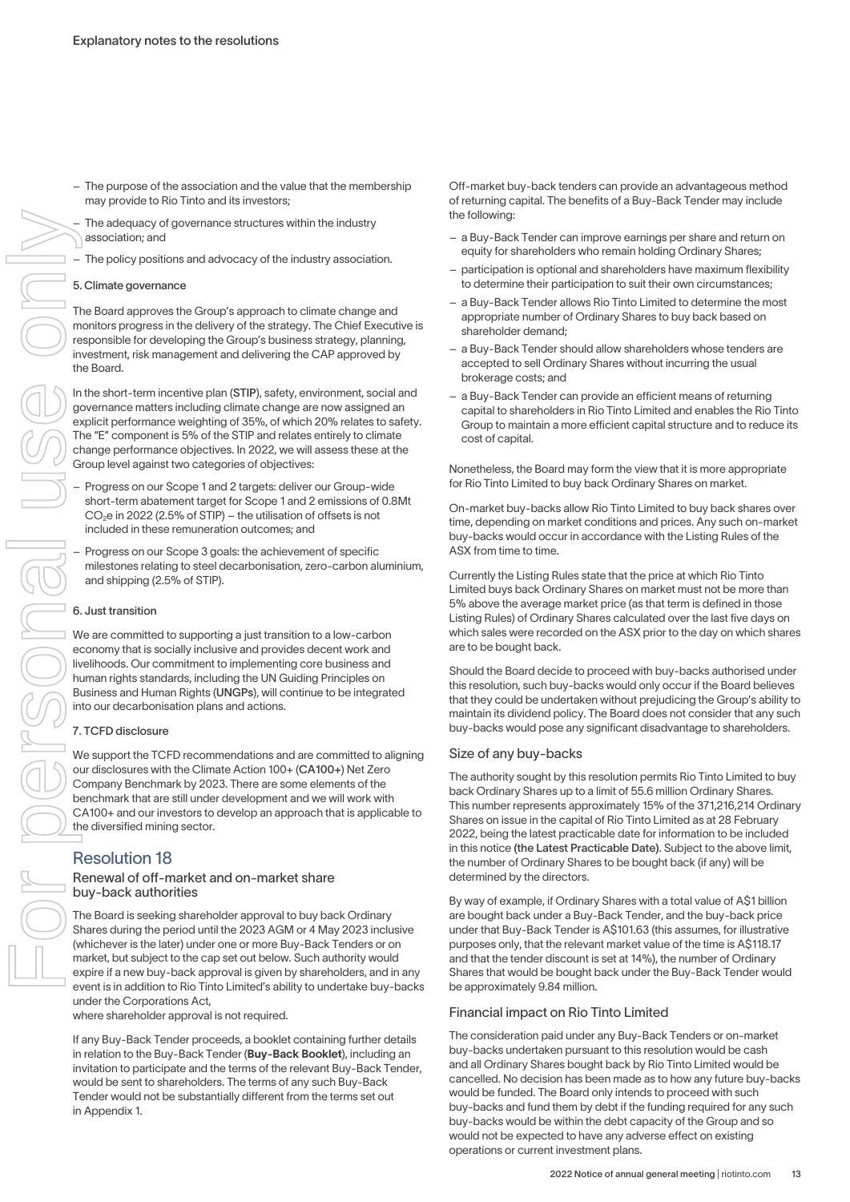– The purpose of the association and the value that the membership may provide to Rio Tinto and its investors;

– The adequacy of governance structures within the industry association; and

– The policy positions and advocacy of the industry association.

#### 5. Climate governance

The Board approves the Group's approach to climate change and monitors progress in the delivery of the strategy. The Chief Executive is responsible for developing the Group's business strategy, planning, investment, risk management and delivering the CAP approved by the Board.

In the short-term incentive plan (**STIP**), safety, environment, social and governance matters including climate change are now assigned an explicit performance weighting of 35%, of which 20% relates to safety. The "E" component is 5% of the STIP and relates entirely to climate change performance objectives. In 2022, we will assess these at the Group level against two categories of objectives:

– Progress on our Scope 1 and 2 targets: deliver our Group-wide short-term abatement target for Scope 1 and 2 emissions of 0.8Mt $CO_2e$ in 2022 (2.5% of STIP) – the utilisation of offsets is not included in these remuneration outcomes; and

– Progress on our Scope 3 goals: the achievement of specific milestones relating to steel decarbonisation, zero-carbon aluminium, and shipping (2.5% of STIP).

#### 6. Just transition

We are committed to supporting a just transition to a low-carbon economy that is socially inclusive and provides decent work and livelihoods. Our commitment to implementing core business and human rights standards, including the UN Guiding Principles on Business and Human Rights (**UNGPs**), will continue to be integrated into our decarbonisation plans and actions.

#### 7. TCFD disclosure

We support the TCFD recommendations and are committed to aligning our disclosures with the Climate Action 100+ (**CA100+**) Net Zero Company Benchmark by 2023. There are some elements of the benchmark that are still under development and we will work with CA100+ and our investors to develop an approach that is applicable to the diversified mining sector.

## Resolution 18

### Renewal of off-market and on-market share buy-back authorities

The Board is seeking shareholder approval to buy back Ordinary Shares during the period until the 2023 AGM or 4 May 2023 inclusive (whichever is the later) under one or more Buy-Back Tenders or on market, but subject to the cap set out below. Such authority would expire if a new buy-back approval is given by shareholders, and in any event is in addition to Rio Tinto Limited's ability to undertake buy-backs under the Corporations Act,
where shareholder approval is not required.

If any Buy-Back Tender proceeds, a booklet containing further details in relation to the Buy-Back Tender (**Buy-Back Booklet**), including an invitation to participate and the terms of the relevant Buy-Back Tender, would be sent to shareholders. The terms of any such Buy-Back Tender would not be substantially different from the terms set out in Appendix 1.

Off-market buy-back tenders can provide an advantageous method of returning capital. The benefits of a Buy-Back Tender may include the following:

– a Buy-Back Tender can improve earnings per share and return on equity for shareholders who remain holding Ordinary Shares;

– participation is optional and shareholders have maximum flexibility to determine their participation to suit their own circumstances;

– a Buy-Back Tender allows Rio Tinto Limited to determine the most appropriate number of Ordinary Shares to buy back based on shareholder demand;

– a Buy-Back Tender should allow shareholders whose tenders are accepted to sell Ordinary Shares without incurring the usual brokerage costs; and

– a Buy-Back Tender can provide an efficient means of returning capital to shareholders in Rio Tinto Limited and enables the Rio Tinto Group to maintain a more efficient capital structure and to reduce its cost of capital.

Nonetheless, the Board may form the view that it is more appropriate for Rio Tinto Limited to buy back Ordinary Shares on market.

On-market buy-backs allow Rio Tinto Limited to buy back shares over time, depending on market conditions and prices. Any such on-market buy-backs would occur in accordance with the Listing Rules of the ASX from time to time.

Currently the Listing Rules state that the price at which Rio Tinto Limited buys back Ordinary Shares on market must not be more than 5% above the average market price (as that term is defined in those Listing Rules) of Ordinary Shares calculated over the last five days on which sales were recorded on the ASX prior to the day on which shares are to be bought back.

Should the Board decide to proceed with buy-backs authorised under this resolution, such buy-backs would only occur if the Board believes that they could be undertaken without prejudicing the Group's ability to maintain its dividend policy. The Board does not consider that any such buy-backs would pose any significant disadvantage to shareholders.

### Size of any buy-backs

The authority sought by this resolution permits Rio Tinto Limited to buy back Ordinary Shares up to a limit of 55.6 million Ordinary Shares. This number represents approximately 15% of the 371,216,214 Ordinary Shares on issue in the capital of Rio Tinto Limited as at 28 February 2022, being the latest practicable date for information to be included in this notice (**the Latest Practicable Date**). Subject to the above limit, the number of Ordinary Shares to be bought back (if any) will be determined by the directors.

By way of example, if Ordinary Shares with a total value of A$1 billion are bought back under a Buy-Back Tender, and the buy-back price under that Buy-Back Tender is A$101.63 (this assumes, for illustrative purposes only, that the relevant market value of the time is A$118.17 and that the tender discount is set at 14%), the number of Ordinary Shares that would be bought back under the Buy-Back Tender would be approximately 9.84 million.

### Financial impact on Rio Tinto Limited

The consideration paid under any Buy-Back Tenders or on-market buy-backs undertaken pursuant to this resolution would be cash and all Ordinary Shares bought back by Rio Tinto Limited would be cancelled. No decision has been made as to how any future buy-backs would be funded. The Board only intends to proceed with such buy-backs and fund them by debt if the funding required for any such buy-backs would be within the debt capacity of the Group and so would not be expected to have any adverse effect on existing operations or current investment plans.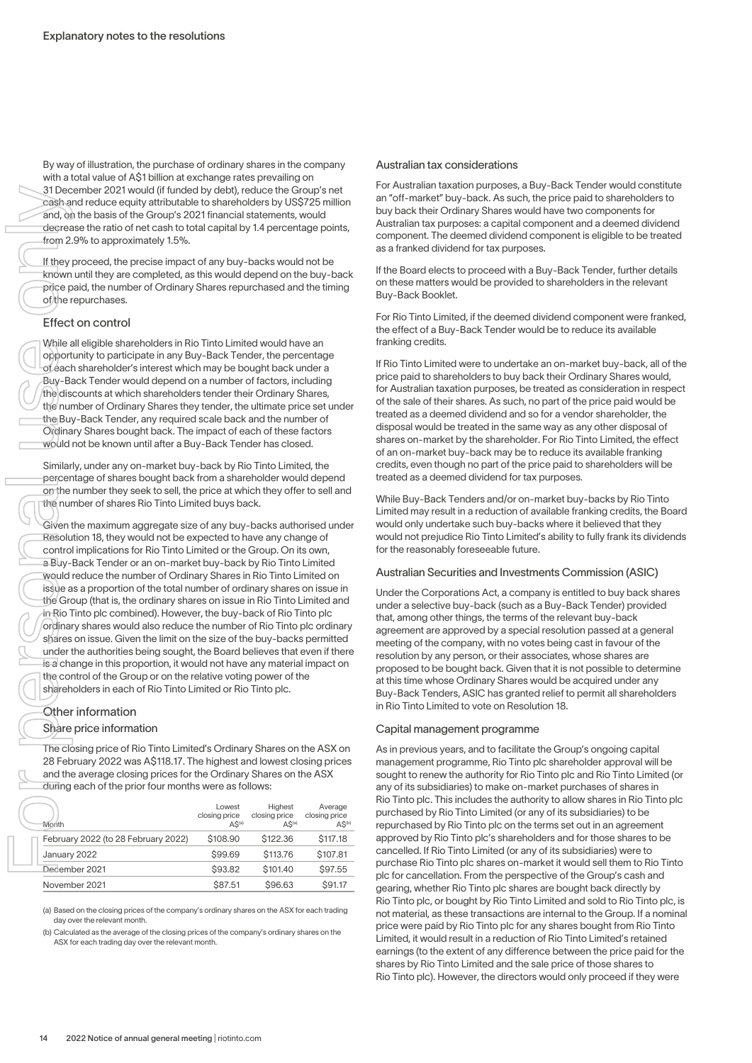By way of illustration, the purchase of ordinary shares in the company with a total value of A$1 billion at exchange rates prevailing on 31 December 2021 would (if funded by debt), reduce the Group's net cash and reduce equity attributable to shareholders by US$725 million and, on the basis of the Group's 2021 financial statements, would decrease the ratio of net cash to total capital by 1.4 percentage points, from 2.9% to approximately 1.5%.

If they proceed, the precise impact of any buy-backs would not be known until they are completed, as this would depend on the buy-back price paid, the number of Ordinary Shares repurchased and the timing of the repurchases.

### Effect on control

While all eligible shareholders in Rio Tinto Limited would have an opportunity to participate in any Buy-Back Tender, the percentage of each shareholder's interest which may be bought back under a Buy-Back Tender would depend on a number of factors, including the discounts at which shareholders tender their Ordinary Shares, the number of Ordinary Shares they tender, the ultimate price set under the Buy-Back Tender, any required scale back and the number of Ordinary Shares bought back. The impact of each of these factors would not be known until after a Buy-Back Tender has closed.

Similarly, under any on-market buy-back by Rio Tinto Limited, the percentage of shares bought back from a shareholder would depend on the number they seek to sell, the price at which they offer to sell and the number of shares Rio Tinto Limited buys back.

Given the maximum aggregate size of any buy-backs authorised under Resolution 18, they would not be expected to have any change of control implications for Rio Tinto Limited or the Group. On its own, a Buy-Back Tender or an on-market buy-back by Rio Tinto Limited would reduce the number of Ordinary Shares in Rio Tinto Limited on issue as a proportion of the total number of ordinary shares on issue in the Group (that is, the ordinary shares on issue in Rio Tinto Limited and in Rio Tinto plc combined). However, the buy-back of Rio Tinto plc ordinary shares would also reduce the number of Rio Tinto plc ordinary shares on issue. Given the limit on the size of the buy-backs permitted under the authorities being sought, the Board believes that even if there is a change in this proportion, it would not have any material impact on the control of the Group or on the relative voting power of the shareholders in each of Rio Tinto Limited or Rio Tinto plc.

### Other information

#### Share price information

The closing price of Rio Tinto Limited's Ordinary Shares on the ASX on 28 February 2022 was A$118.17. The highest and lowest closing prices and the average closing prices for the Ordinary Shares on the ASX during each of the prior four months were as follows:

| Month | Lowest closing price A$[(a)] | Highest closing price A$[(a)] | Average closing price A$[(b)] |
|---|---|---|---|
| February 2022 (to 28 February 2022) | $108.90 | $122.36 | $117.18 |
| January 2022 | $99.69 | $113.76 | $107.81 |
| December 2021 | $93.82 | $101.40 | $97.55 |
| November 2021 | $87.51 | $96.63 | $91.17 |

(a) Based on the closing prices of the company's ordinary shares on the ASX for each trading day over the relevant month.

(b) Calculated as the average of the closing prices of the company's ordinary shares on the ASX for each trading day over the relevant month.

#### Australian tax considerations

For Australian taxation purposes, a Buy-Back Tender would constitute an "off-market" buy-back. As such, the price paid to shareholders to buy back their Ordinary Shares would have two components for Australian tax purposes: a capital component and a deemed dividend component. The deemed dividend component is eligible to be treated as a franked dividend for tax purposes.

If the Board elects to proceed with a Buy-Back Tender, further details on these matters would be provided to shareholders in the relevant Buy-Back Booklet.

For Rio Tinto Limited, if the deemed dividend component were franked, the effect of a Buy-Back Tender would be to reduce its available franking credits.

If Rio Tinto Limited were to undertake an on-market buy-back, all of the price paid to shareholders to buy back their Ordinary Shares would, for Australian taxation purposes, be treated as consideration in respect of the sale of their shares. As such, no part of the price paid would be treated as a deemed dividend and so for a vendor shareholder, the disposal would be treated in the same way as any other disposal of shares on-market by the shareholder. For Rio Tinto Limited, the effect of an on-market buy-back may be to reduce its available franking credits, even though no part of the price paid to shareholders will be treated as a deemed dividend for tax purposes.

While Buy-Back Tenders and/or on-market buy-backs by Rio Tinto Limited may result in a reduction of available franking credits, the Board would only undertake such buy-backs where it believed that they would not prejudice Rio Tinto Limited's ability to fully frank its dividends for the reasonably foreseeable future.

#### Australian Securities and Investments Commission (ASIC)

Under the Corporations Act, a company is entitled to buy back shares under a selective buy-back (such as a Buy-Back Tender) provided that, among other things, the terms of the relevant buy-back agreement are approved by a special resolution passed at a general meeting of the company, with no votes being cast in favour of the resolution by any person, or their associates, whose shares are proposed to be bought back. Given that it is not possible to determine at this time whose Ordinary Shares would be acquired under any Buy-Back Tenders, ASIC has granted relief to permit all shareholders in Rio Tinto Limited to vote on Resolution 18.

#### Capital management programme

As in previous years, and to facilitate the Group's ongoing capital management programme, Rio Tinto plc shareholder approval will be sought to renew the authority for Rio Tinto plc and Rio Tinto Limited (or any of its subsidiaries) to make on-market purchases of shares in Rio Tinto plc. This includes the authority to allow shares in Rio Tinto plc purchased by Rio Tinto Limited (or any of its subsidiaries) to be repurchased by Rio Tinto plc on the terms set out in an agreement approved by Rio Tinto plc's shareholders and for those shares to be cancelled. If Rio Tinto Limited (or any of its subsidiaries) were to purchase Rio Tinto plc shares on-market it would sell them to Rio Tinto plc for cancellation. From the perspective of the Group's cash and gearing, whether Rio Tinto plc shares are bought back directly by Rio Tinto plc, or bought by Rio Tinto Limited and sold to Rio Tinto plc, is not material, as these transactions are internal to the Group. If a nominal price were paid by Rio Tinto plc for any shares bought from Rio Tinto Limited, it would result in a reduction of Rio Tinto Limited's retained earnings (to the extent of any difference between the price paid for the shares by Rio Tinto Limited and the sale price of those shares to Rio Tinto plc). However, the directors would only proceed if they were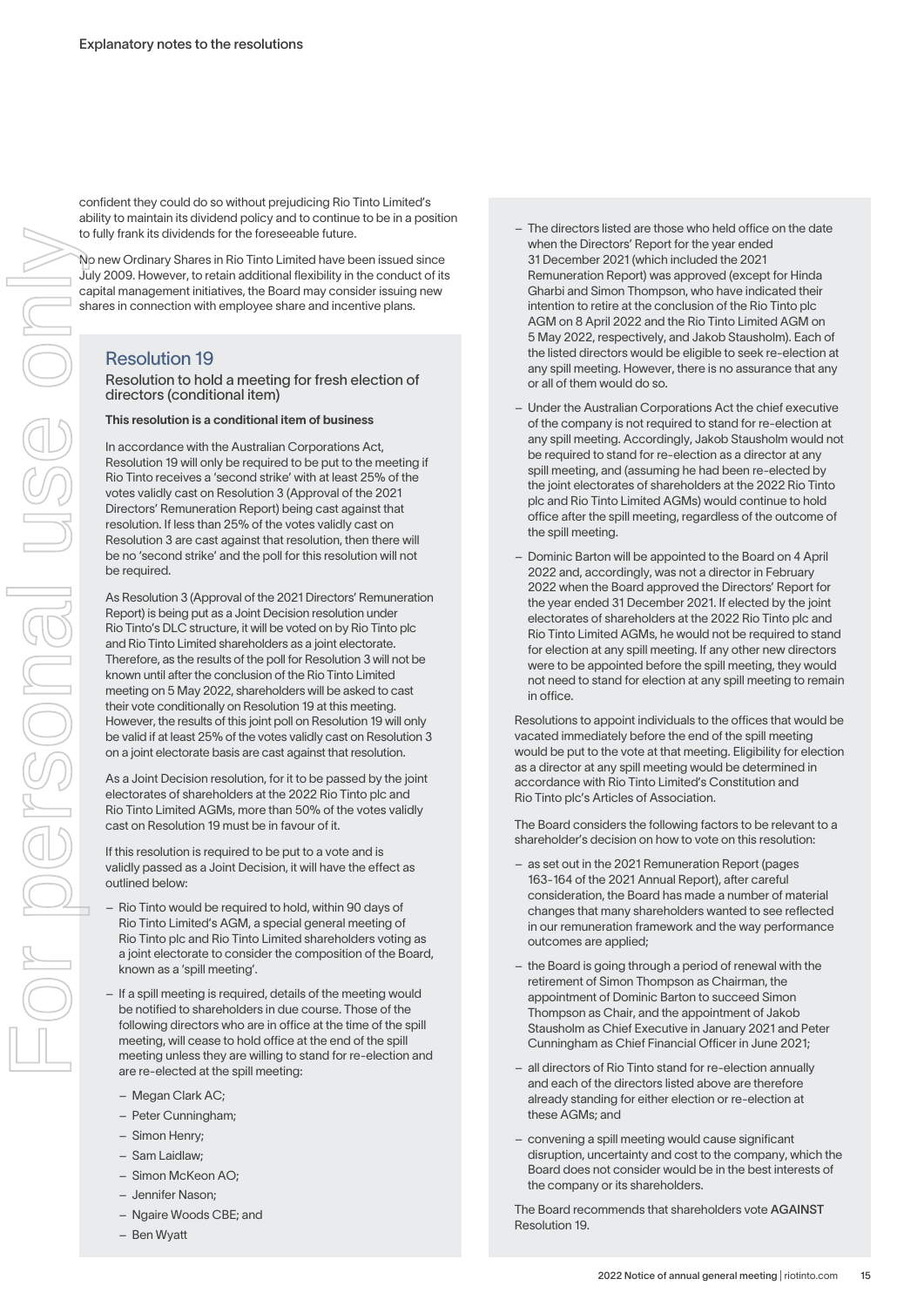confident they could do so without prejudicing Rio Tinto Limited's ability to maintain its dividend policy and to continue to be in a position to fully frank its dividends for the foreseeable future.

No new Ordinary Shares in Rio Tinto Limited have been issued since July 2009. However, to retain additional flexibility in the conduct of its capital management initiatives, the Board may consider issuing new shares in connection with employee share and incentive plans.

## Resolution 19

### Resolution to hold a meeting for fresh election of directors (conditional item)

**This resolution is a conditional item of business**

In accordance with the Australian Corporations Act, Resolution 19 will only be required to be put to the meeting if Rio Tinto receives a 'second strike' with at least 25% of the votes validly cast on Resolution 3 (Approval of the 2021 Directors' Remuneration Report) being cast against that resolution. If less than 25% of the votes validly cast on Resolution 3 are cast against that resolution, then there will be no 'second strike' and the poll for this resolution will not be required.

As Resolution 3 (Approval of the 2021 Directors' Remuneration Report) is being put as a Joint Decision resolution under Rio Tinto's DLC structure, it will be voted on by Rio Tinto plc and Rio Tinto Limited shareholders as a joint electorate. Therefore, as the results of the poll for Resolution 3 will not be known until after the conclusion of the Rio Tinto Limited meeting on 5 May 2022, shareholders will be asked to cast their vote conditionally on Resolution 19 at this meeting. However, the results of this joint poll on Resolution 19 will only be valid if at least 25% of the votes validly cast on Resolution 3 on a joint electorate basis are cast against that resolution.

As a Joint Decision resolution, for it to be passed by the joint electorates of shareholders at the 2022 Rio Tinto plc and Rio Tinto Limited AGMs, more than 50% of the votes validly cast on Resolution 19 must be in favour of it.

If this resolution is required to be put to a vote and is validly passed as a Joint Decision, it will have the effect as outlined below:

- Rio Tinto would be required to hold, within 90 days of Rio Tinto Limited's AGM, a special general meeting of Rio Tinto plc and Rio Tinto Limited shareholders voting as a joint electorate to consider the composition of the Board, known as a 'spill meeting'.
- If a spill meeting is required, details of the meeting would be notified to shareholders in due course. Those of the following directors who are in office at the time of the spill meeting, will cease to hold office at the end of the spill meeting unless they are willing to stand for re-election and are re-elected at the spill meeting:
  - Megan Clark AC;
  - Peter Cunningham;
  - Simon Henry;
  - Sam Laidlaw;
  - Simon McKeon AO;
  - Jennifer Nason;
  - Ngaire Woods CBE; and
  - Ben Wyatt
- The directors listed are those who held office on the date when the Directors' Report for the year ended 31 December 2021 (which included the 2021 Remuneration Report) was approved (except for Hinda Gharbi and Simon Thompson, who have indicated their intention to retire at the conclusion of the Rio Tinto plc AGM on 8 April 2022 and the Rio Tinto Limited AGM on 5 May 2022, respectively, and Jakob Stausholm). Each of the listed directors would be eligible to seek re-election at any spill meeting. However, there is no assurance that any or all of them would do so.
- Under the Australian Corporations Act the chief executive of the company is not required to stand for re-election at any spill meeting. Accordingly, Jakob Stausholm would not be required to stand for re-election as a director at any spill meeting, and (assuming he had been re-elected by the joint electorates of shareholders at the 2022 Rio Tinto plc and Rio Tinto Limited AGMs) would continue to hold office after the spill meeting, regardless of the outcome of the spill meeting.
- Dominic Barton will be appointed to the Board on 4 April 2022 and, accordingly, was not a director in February 2022 when the Board approved the Directors' Report for the year ended 31 December 2021. If elected by the joint electorates of shareholders at the 2022 Rio Tinto plc and Rio Tinto Limited AGMs, he would not be required to stand for election at any spill meeting. If any other new directors were to be appointed before the spill meeting, they would not need to stand for election at any spill meeting to remain in office.

Resolutions to appoint individuals to the offices that would be vacated immediately before the end of the spill meeting would be put to the vote at that meeting. Eligibility for election as a director at any spill meeting would be determined in accordance with Rio Tinto Limited's Constitution and Rio Tinto plc's Articles of Association.

The Board considers the following factors to be relevant to a shareholder's decision on how to vote on this resolution:

- as set out in the 2021 Remuneration Report (pages 163-164 of the 2021 Annual Report), after careful consideration, the Board has made a number of material changes that many shareholders wanted to see reflected in our remuneration framework and the way performance outcomes are applied;
- the Board is going through a period of renewal with the retirement of Simon Thompson as Chairman, the appointment of Dominic Barton to succeed Simon Thompson as Chair, and the appointment of Jakob Stausholm as Chief Executive in January 2021 and Peter Cunningham as Chief Financial Officer in June 2021;
- all directors of Rio Tinto stand for re-election annually and each of the directors listed above are therefore already standing for either election or re-election at these AGMs; and
- convening a spill meeting would cause significant disruption, uncertainty and cost to the company, which the Board does not consider would be in the best interests of the company or its shareholders.

The Board recommends that shareholders vote **AGAINST** Resolution 19.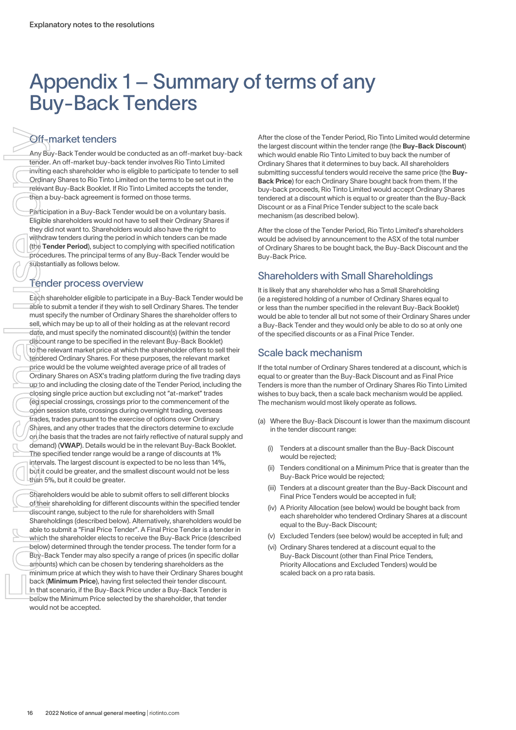# Appendix 1 – Summary of terms of any Buy-Back Tenders

## Off-market tenders

Any Buy-Back Tender would be conducted as an off-market buy-back tender. An off-market buy-back tender involves Rio Tinto Limited inviting each shareholder who is eligible to participate to tender to sell Ordinary Shares to Rio Tinto Limited on the terms to be set out in the relevant Buy-Back Booklet. If Rio Tinto Limited accepts the tender, then a buy-back agreement is formed on those terms.

Participation in a Buy-Back Tender would be on a voluntary basis. Eligible shareholders would not have to sell their Ordinary Shares if they did not want to. Shareholders would also have the right to withdraw tenders during the period in which tenders can be made (the **Tender Period**), subject to complying with specified notification procedures. The principal terms of any Buy-Back Tender would be substantially as follows below.

## Tender process overview

Each shareholder eligible to participate in a Buy-Back Tender would be able to submit a tender if they wish to sell Ordinary Shares. The tender must specify the number of Ordinary Shares the shareholder offers to sell, which may be up to all of their holding as at the relevant record date, and must specify the nominated discount(s) (within the tender discount range to be specified in the relevant Buy-Back Booklet) to the relevant market price at which the shareholder offers to sell their tendered Ordinary Shares. For these purposes, the relevant market price would be the volume weighted average price of all trades of Ordinary Shares on ASX's trading platform during the five trading days up to and including the closing date of the Tender Period, including the closing single price auction but excluding not "at-market" trades (eg special crossings, crossings prior to the commencement of the open session state, crossings during overnight trading, overseas trades, trades pursuant to the exercise of options over Ordinary Shares, and any other trades that the directors determine to exclude on the basis that the trades are not fairly reflective of natural supply and demand) (**VWAP**). Details would be in the relevant Buy-Back Booklet. The specified tender range would be a range of discounts at 1% intervals. The largest discount is expected to be no less than 14%, but it could be greater, and the smallest discount would not be less than 5%, but it could be greater.

Shareholders would be able to submit offers to sell different blocks of their shareholding for different discounts within the specified tender discount range, subject to the rule for shareholders with Small Shareholdings (described below). Alternatively, shareholders would be able to submit a "Final Price Tender". A Final Price Tender is a tender in which the shareholder elects to receive the Buy-Back Price (described below) determined through the tender process. The tender form for a Buy-Back Tender may also specify a range of prices (in specific dollar amounts) which can be chosen by tendering shareholders as the minimum price at which they wish to have their Ordinary Shares bought back (**Minimum Price**), having first selected their tender discount. In that scenario, if the Buy-Back Price under a Buy-Back Tender is below the Minimum Price selected by the shareholder, that tender would not be accepted.

After the close of the Tender Period, Rio Tinto Limited would determine the largest discount within the tender range (the **Buy-Back Discount**) which would enable Rio Tinto Limited to buy back the number of Ordinary Shares that it determines to buy back. All shareholders submitting successful tenders would receive the same price (the **Buy-Back Price**) for each Ordinary Share bought back from them. If the buy-back proceeds, Rio Tinto Limited would accept Ordinary Shares tendered at a discount which is equal to or greater than the Buy-Back Discount or as a Final Price Tender subject to the scale back mechanism (as described below).

After the close of the Tender Period, Rio Tinto Limited's shareholders would be advised by announcement to the ASX of the total number of Ordinary Shares to be bought back, the Buy-Back Discount and the Buy-Back Price.

## Shareholders with Small Shareholdings

It is likely that any shareholder who has a Small Shareholding (ie a registered holding of a number of Ordinary Shares equal to or less than the number specified in the relevant Buy-Back Booklet) would be able to tender all but not some of their Ordinary Shares under a Buy-Back Tender and they would only be able to do so at only one of the specified discounts or as a Final Price Tender.

## Scale back mechanism

If the total number of Ordinary Shares tendered at a discount, which is equal to or greater than the Buy-Back Discount and as Final Price Tenders is more than the number of Ordinary Shares Rio Tinto Limited wishes to buy back, then a scale back mechanism would be applied. The mechanism would most likely operate as follows.

(a) Where the Buy-Back Discount is lower than the maximum discount in the tender discount range:

   (i) Tenders at a discount smaller than the Buy-Back Discount would be rejected;

   (ii) Tenders conditional on a Minimum Price that is greater than the Buy-Back Price would be rejected;

   (iii) Tenders at a discount greater than the Buy-Back Discount and Final Price Tenders would be accepted in full;

   (iv) A Priority Allocation (see below) would be bought back from each shareholder who tendered Ordinary Shares at a discount equal to the Buy-Back Discount;

   (v) Excluded Tenders (see below) would be accepted in full; and

   (vi) Ordinary Shares tendered at a discount equal to the Buy-Back Discount (other than Final Price Tenders, Priority Allocations and Excluded Tenders) would be scaled back on a pro rata basis.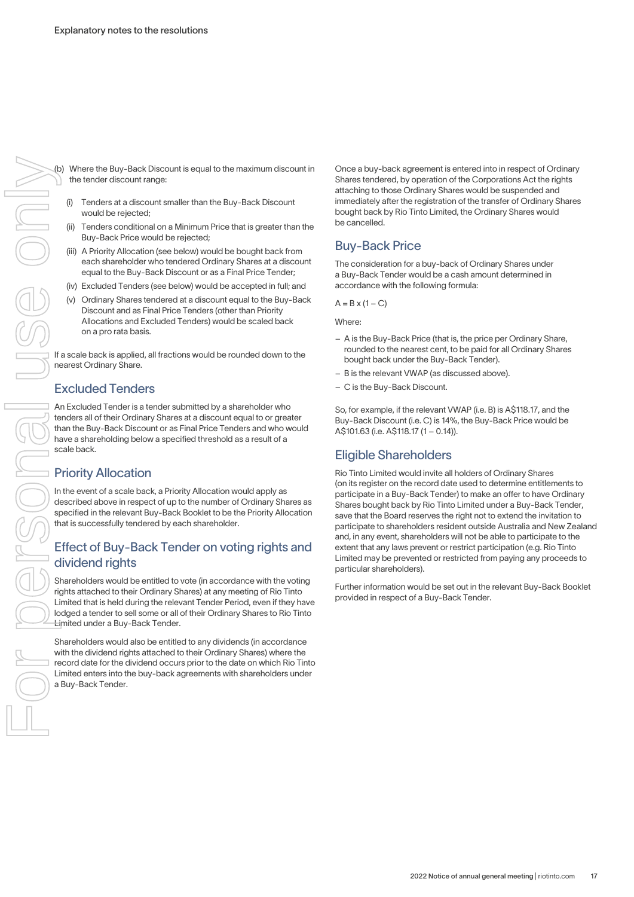(b) Where the Buy-Back Discount is equal to the maximum discount in the tender discount range:

   (i) Tenders at a discount smaller than the Buy-Back Discount would be rejected;

   (ii) Tenders conditional on a Minimum Price that is greater than the Buy-Back Price would be rejected;

   (iii) A Priority Allocation (see below) would be bought back from each shareholder who tendered Ordinary Shares at a discount equal to the Buy-Back Discount or as a Final Price Tender;

   (iv) Excluded Tenders (see below) would be accepted in full; and

   (v) Ordinary Shares tendered at a discount equal to the Buy-Back Discount and as Final Price Tenders (other than Priority Allocations and Excluded Tenders) would be scaled back on a pro rata basis.

If a scale back is applied, all fractions would be rounded down to the nearest Ordinary Share.

## Excluded Tenders

An Excluded Tender is a tender submitted by a shareholder who tenders all of their Ordinary Shares at a discount equal to or greater than the Buy-Back Discount or as Final Price Tenders and who would have a shareholding below a specified threshold as a result of a scale back.

## Priority Allocation

In the event of a scale back, a Priority Allocation would apply as described above in respect of up to the number of Ordinary Shares as specified in the relevant Buy-Back Booklet to be the Priority Allocation that is successfully tendered by each shareholder.

## Effect of Buy-Back Tender on voting rights and dividend rights

Shareholders would be entitled to vote (in accordance with the voting rights attached to their Ordinary Shares) at any meeting of Rio Tinto Limited that is held during the relevant Tender Period, even if they have lodged a tender to sell some or all of their Ordinary Shares to Rio Tinto Limited under a Buy-Back Tender.

Shareholders would also be entitled to any dividends (in accordance with the dividend rights attached to their Ordinary Shares) where the record date for the dividend occurs prior to the date on which Rio Tinto Limited enters into the buy-back agreements with shareholders under a Buy-Back Tender.

Once a buy-back agreement is entered into in respect of Ordinary Shares tendered, by operation of the Corporations Act the rights attaching to those Ordinary Shares would be suspended and immediately after the registration of the transfer of Ordinary Shares bought back by Rio Tinto Limited, the Ordinary Shares would be cancelled.

## Buy-Back Price

The consideration for a buy-back of Ordinary Shares under a Buy-Back Tender would be a cash amount determined in accordance with the following formula:

$A = B \times (1 - C)$

Where:

- A is the Buy-Back Price (that is, the price per Ordinary Share, rounded to the nearest cent, to be paid for all Ordinary Shares bought back under the Buy-Back Tender).
- B is the relevant VWAP (as discussed above).
- C is the Buy-Back Discount.

So, for example, if the relevant VWAP (i.e. B) is A$118.17, and the Buy-Back Discount (i.e. C) is 14%, the Buy-Back Price would be A$101.63 (i.e. A$118.17 (1 – 0.14)).

## Eligible Shareholders

Rio Tinto Limited would invite all holders of Ordinary Shares (on its register on the record date used to determine entitlements to participate in a Buy-Back Tender) to make an offer to have Ordinary Shares bought back by Rio Tinto Limited under a Buy-Back Tender, save that the Board reserves the right not to extend the invitation to participate to shareholders resident outside Australia and New Zealand and, in any event, shareholders will not be able to participate to the extent that any laws prevent or restrict participation (e.g. Rio Tinto Limited may be prevented or restricted from paying any proceeds to particular shareholders).

Further information would be set out in the relevant Buy-Back Booklet provided in respect of a Buy-Back Tender.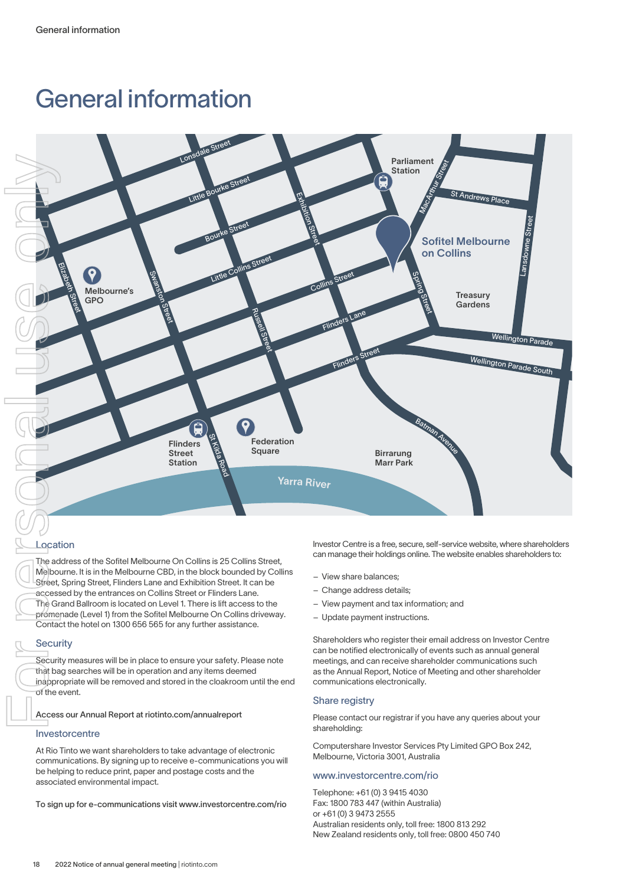# General information

## Location

The address of the Sofitel Melbourne On Collins is 25 Collins Street, Melbourne. It is in the Melbourne CBD, in the block bounded by Collins Street, Spring Street, Flinders Lane and Exhibition Street. It can be accessed by the entrances on Collins Street or Flinders Lane. The Grand Ballroom is located on Level 1. There is lift access to the promenade (Level 1) from the Sofitel Melbourne On Collins driveway. Contact the hotel on 1300 656 565 for any further assistance.

## Security

Security measures will be in place to ensure your safety. Please note that bag searches will be in operation and any items deemed inappropriate will be removed and stored in the cloakroom until the end of the event.

Access our Annual Report at riotinto.com/annualreport

## Investorcentre

At Rio Tinto we want shareholders to take advantage of electronic communications. By signing up to receive e-communications you will be helping to reduce print, paper and postage costs and the associated environmental impact.

To sign up for e-communications visit www.investorcentre.com/rio

Investor Centre is a free, secure, self-service website, where shareholders can manage their holdings online. The website enables shareholders to:

- View share balances;
- Change address details;
- View payment and tax information; and
- Update payment instructions.

Shareholders who register their email address on Investor Centre can be notified electronically of events such as annual general meetings, and can receive shareholder communications such as the Annual Report, Notice of Meeting and other shareholder communications electronically.

## Share registry

Please contact our registrar if you have any queries about your shareholding:

Computershare Investor Services Pty Limited GPO Box 242, Melbourne, Victoria 3001, Australia

### www.investorcentre.com/rio

Telephone: +61 (0) 3 9415 4030
Fax: 1800 783 447 (within Australia)
or +61 (0) 3 9473 2555
Australian residents only, toll free: 1800 813 292
New Zealand residents only, toll free: 0800 450 740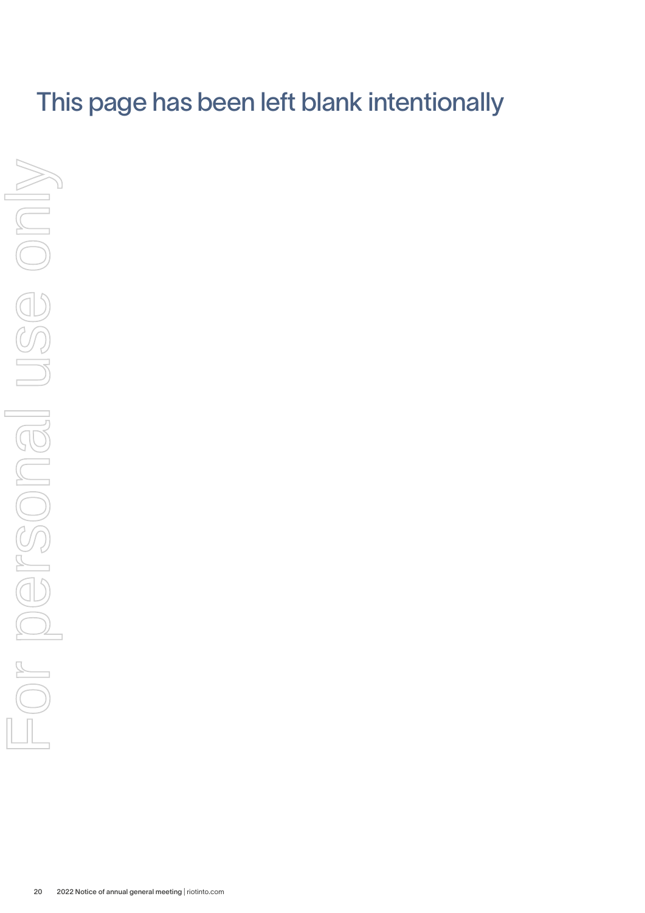# This page has been left blank intentionally

For personal use only